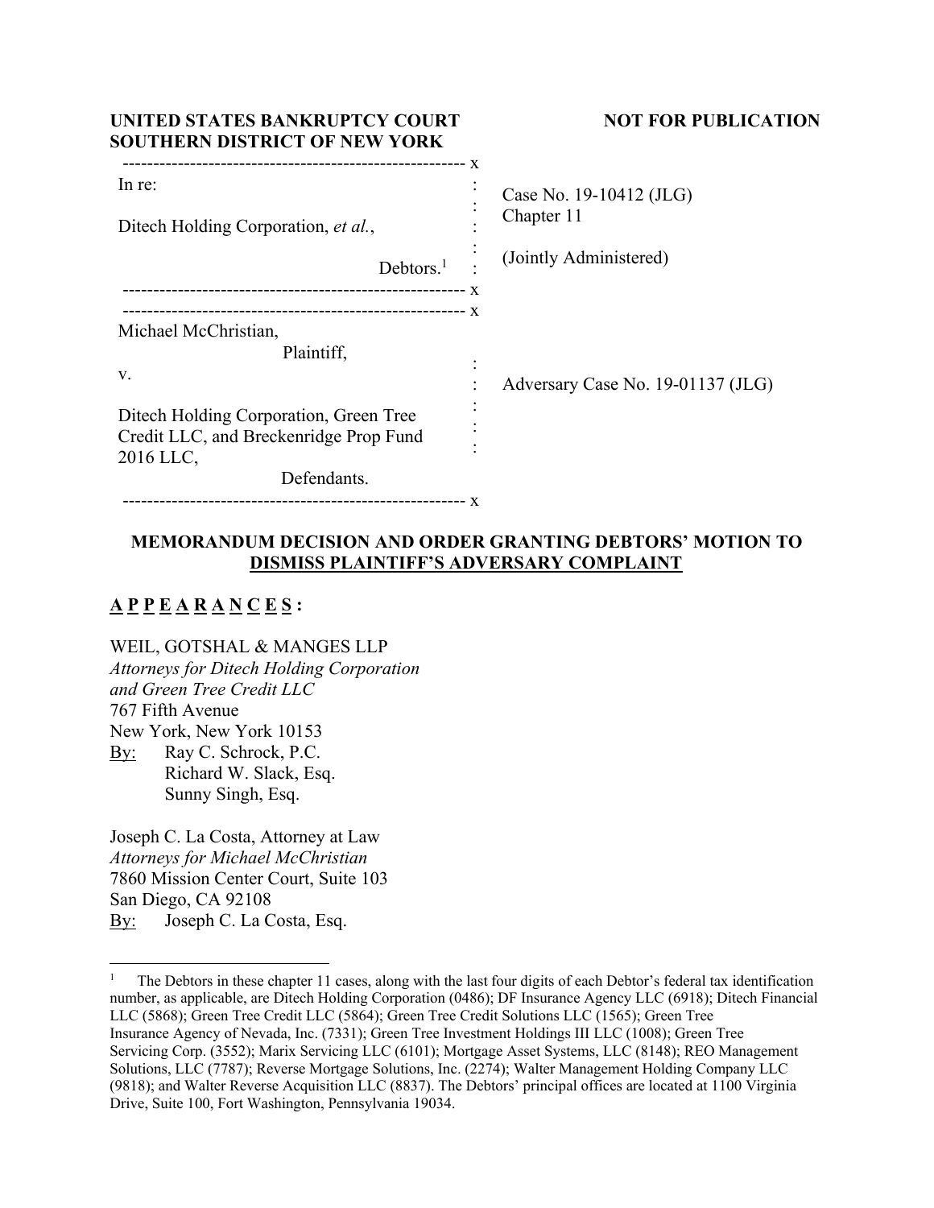**UNITED STATES BANKRUPTCY COURT**
**SOUTHERN DISTRICT OF NEW YORK**

**NOT FOR PUBLICATION**

| | |
|---|---|
| In re:<br><br>Ditech Holding Corporation, *et al.*,<br><br>Debtors.[1] | Case No. 19-10412 (JLG)<br>Chapter 11<br><br>(Jointly Administered) |
| Michael McChristian,<br>Plaintiff,<br><br>v.<br><br>Ditech Holding Corporation, Green Tree Credit LLC, and Breckenridge Prop Fund 2016 LLC,<br>Defendants. | Adversary Case No. 19-01137 (JLG) |

**MEMORANDUM DECISION AND ORDER GRANTING DEBTORS' MOTION TO DISMISS PLAINTIFF'S ADVERSARY COMPLAINT**

**A P P E A R A N C E S :**

WEIL, GOTSHAL & MANGES LLP
*Attorneys for Ditech Holding Corporation and Green Tree Credit LLC*
767 Fifth Avenue
New York, New York 10153
By: Ray C. Schrock, P.C.
Richard W. Slack, Esq.
Sunny Singh, Esq.

Joseph C. La Costa, Attorney at Law
*Attorneys for Michael McChristian*
7860 Mission Center Court, Suite 103
San Diego, CA 92108
By: Joseph C. La Costa, Esq.

---

[1] The Debtors in these chapter 11 cases, along with the last four digits of each Debtor's federal tax identification number, as applicable, are Ditech Holding Corporation (0486); DF Insurance Agency LLC (6918); Ditech Financial LLC (5868); Green Tree Credit LLC (5864); Green Tree Credit Solutions LLC (1565); Green Tree Insurance Agency of Nevada, Inc. (7331); Green Tree Investment Holdings III LLC (1008); Green Tree Servicing Corp. (3552); Marix Servicing LLC (6101); Mortgage Asset Systems, LLC (8148); REO Management Solutions, LLC (7787); Reverse Mortgage Solutions, Inc. (2274); Walter Management Holding Company LLC (9818); and Walter Reverse Acquisition LLC (8837). The Debtors' principal offices are located at 1100 Virginia Drive, Suite 100, Fort Washington, Pennsylvania 19034.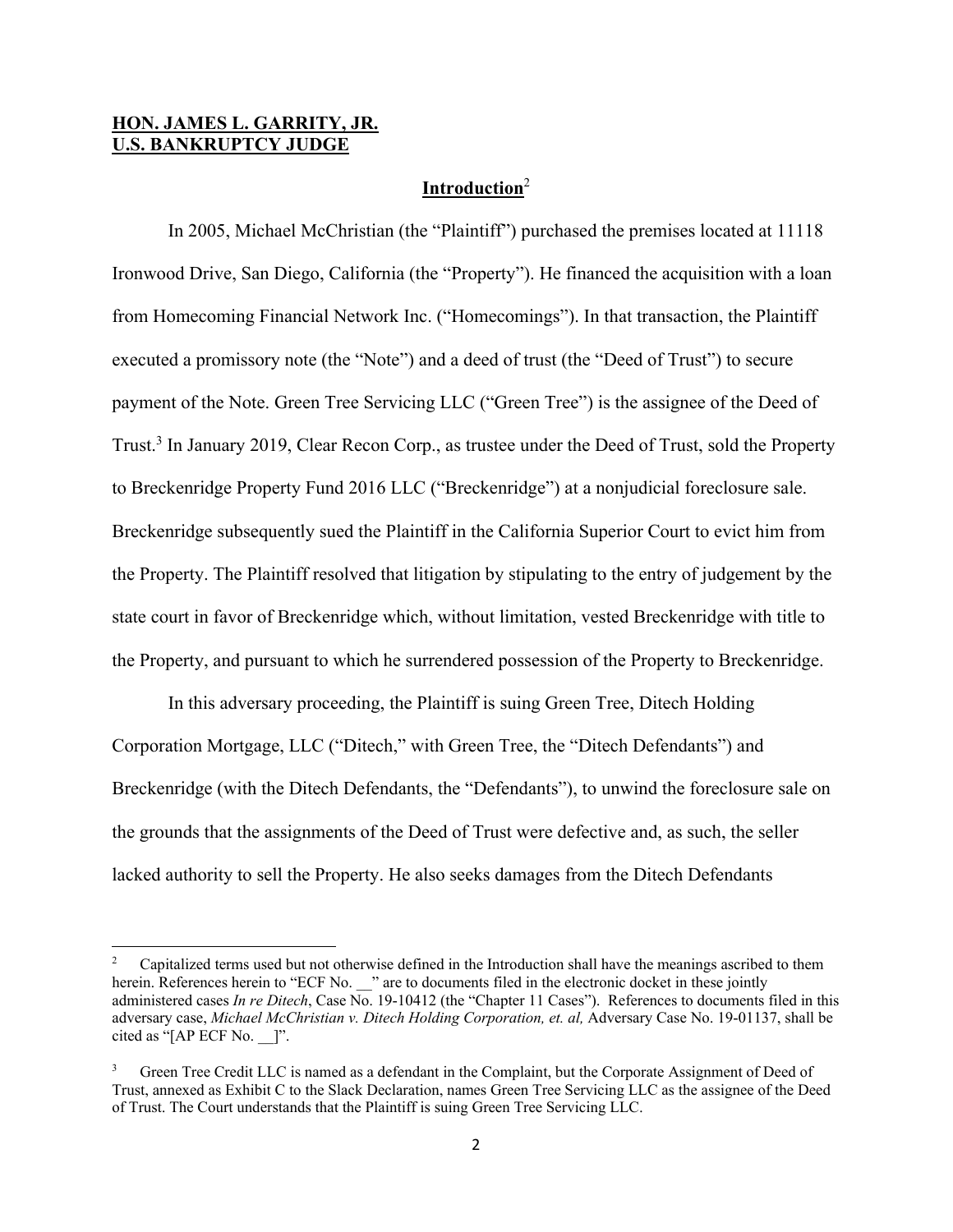**HON. JAMES L. GARRITY, JR.**
**U.S. BANKRUPTCY JUDGE**

## Introduction[2]

In 2005, Michael McChristian (the "Plaintiff") purchased the premises located at 11118 Ironwood Drive, San Diego, California (the "Property"). He financed the acquisition with a loan from Homecoming Financial Network Inc. ("Homecomings"). In that transaction, the Plaintiff executed a promissory note (the "Note") and a deed of trust (the "Deed of Trust") to secure payment of the Note. Green Tree Servicing LLC ("Green Tree") is the assignee of the Deed of Trust.[3] In January 2019, Clear Recon Corp., as trustee under the Deed of Trust, sold the Property to Breckenridge Property Fund 2016 LLC ("Breckenridge") at a nonjudicial foreclosure sale. Breckenridge subsequently sued the Plaintiff in the California Superior Court to evict him from the Property. The Plaintiff resolved that litigation by stipulating to the entry of judgement by the state court in favor of Breckenridge which, without limitation, vested Breckenridge with title to the Property, and pursuant to which he surrendered possession of the Property to Breckenridge.

In this adversary proceeding, the Plaintiff is suing Green Tree, Ditech Holding Corporation Mortgage, LLC ("Ditech," with Green Tree, the "Ditech Defendants") and Breckenridge (with the Ditech Defendants, the "Defendants"), to unwind the foreclosure sale on the grounds that the assignments of the Deed of Trust were defective and, as such, the seller lacked authority to sell the Property. He also seeks damages from the Ditech Defendants

---

[2] Capitalized terms used but not otherwise defined in the Introduction shall have the meanings ascribed to them herein. References herein to "ECF No. __" are to documents filed in the electronic docket in these jointly administered cases *In re Ditech*, Case No. 19-10412 (the "Chapter 11 Cases"). References to documents filed in this adversary case, *Michael McChristian v. Ditech Holding Corporation, et. al,* Adversary Case No. 19-01137, shall be cited as "[AP ECF No. __]".

[3] Green Tree Credit LLC is named as a defendant in the Complaint, but the Corporate Assignment of Deed of Trust, annexed as Exhibit C to the Slack Declaration, names Green Tree Servicing LLC as the assignee of the Deed of Trust. The Court understands that the Plaintiff is suing Green Tree Servicing LLC.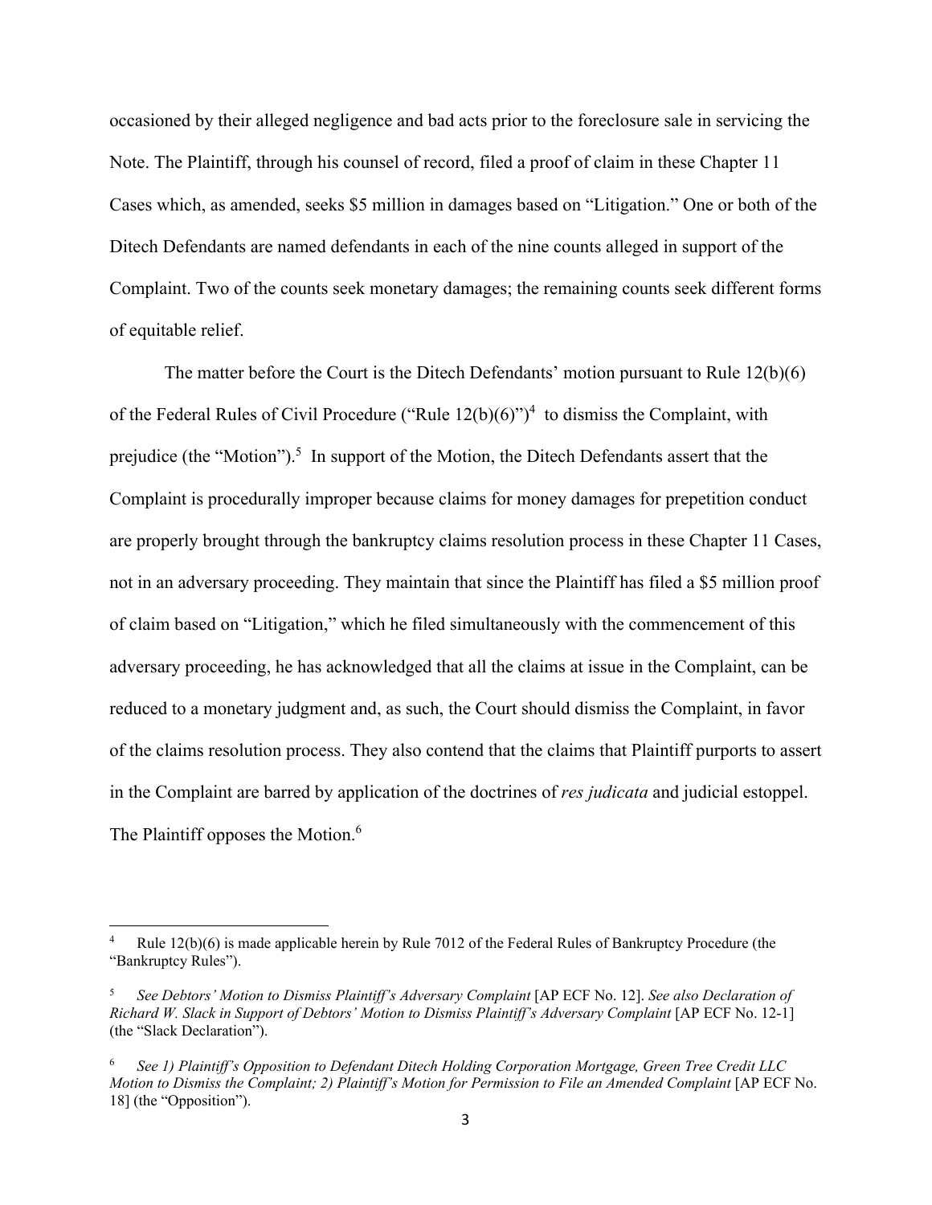occasioned by their alleged negligence and bad acts prior to the foreclosure sale in servicing the Note. The Plaintiff, through his counsel of record, filed a proof of claim in these Chapter 11 Cases which, as amended, seeks $5 million in damages based on "Litigation." One or both of the Ditech Defendants are named defendants in each of the nine counts alleged in support of the Complaint. Two of the counts seek monetary damages; the remaining counts seek different forms of equitable relief.

The matter before the Court is the Ditech Defendants' motion pursuant to Rule 12(b)(6) of the Federal Rules of Civil Procedure ("Rule 12(b)(6)")[4] to dismiss the Complaint, with prejudice (the "Motion").[5] In support of the Motion, the Ditech Defendants assert that the Complaint is procedurally improper because claims for money damages for prepetition conduct are properly brought through the bankruptcy claims resolution process in these Chapter 11 Cases, not in an adversary proceeding. They maintain that since the Plaintiff has filed a $5 million proof of claim based on "Litigation," which he filed simultaneously with the commencement of this adversary proceeding, he has acknowledged that all the claims at issue in the Complaint, can be reduced to a monetary judgment and, as such, the Court should dismiss the Complaint, in favor of the claims resolution process. They also contend that the claims that Plaintiff purports to assert in the Complaint are barred by application of the doctrines of *res judicata* and judicial estoppel. The Plaintiff opposes the Motion.[6]

---

[4] Rule 12(b)(6) is made applicable herein by Rule 7012 of the Federal Rules of Bankruptcy Procedure (the "Bankruptcy Rules").

[5] *See Debtors' Motion to Dismiss Plaintiff's Adversary Complaint* [AP ECF No. 12]. *See also Declaration of Richard W. Slack in Support of Debtors' Motion to Dismiss Plaintiff's Adversary Complaint* [AP ECF No. 12-1] (the "Slack Declaration").

[6] *See 1) Plaintiff's Opposition to Defendant Ditech Holding Corporation Mortgage, Green Tree Credit LLC Motion to Dismiss the Complaint; 2) Plaintiff's Motion for Permission to File an Amended Complaint* [AP ECF No. 18] (the "Opposition").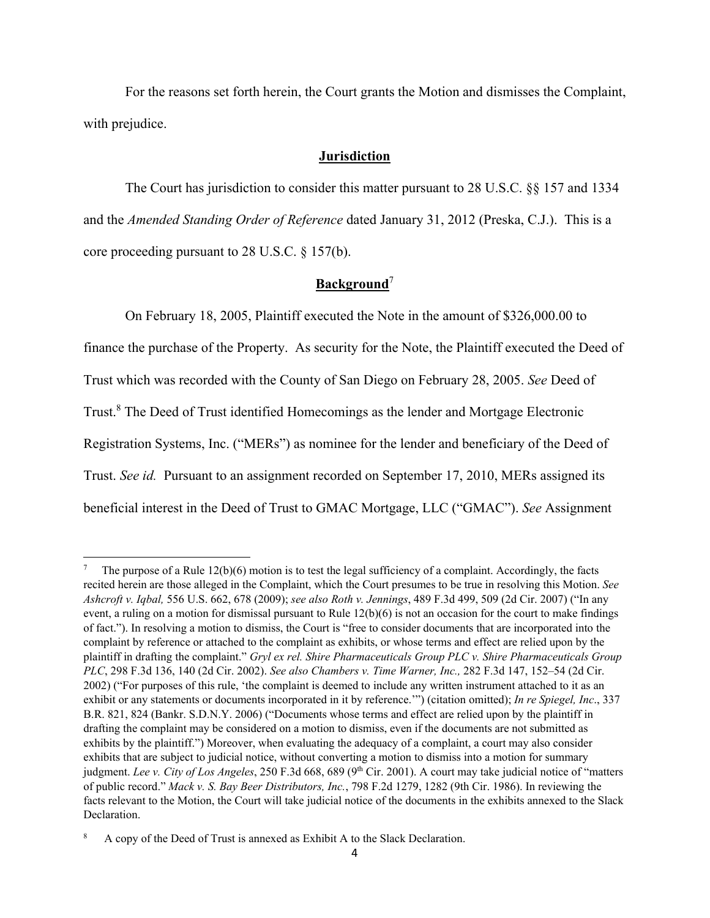For the reasons set forth herein, the Court grants the Motion and dismisses the Complaint, with prejudice.

## **Jurisdiction**

The Court has jurisdiction to consider this matter pursuant to 28 U.S.C. §§ 157 and 1334 and the *Amended Standing Order of Reference* dated January 31, 2012 (Preska, C.J.). This is a core proceeding pursuant to 28 U.S.C. § 157(b).

## **Background**[7]

On February 18, 2005, Plaintiff executed the Note in the amount of $326,000.00 to finance the purchase of the Property. As security for the Note, the Plaintiff executed the Deed of Trust which was recorded with the County of San Diego on February 28, 2005. *See* Deed of Trust.[8] The Deed of Trust identified Homecomings as the lender and Mortgage Electronic Registration Systems, Inc. ("MERs") as nominee for the lender and beneficiary of the Deed of Trust. *See id.* Pursuant to an assignment recorded on September 17, 2010, MERs assigned its beneficial interest in the Deed of Trust to GMAC Mortgage, LLC ("GMAC"). *See* Assignment

---

[7] The purpose of a Rule 12(b)(6) motion is to test the legal sufficiency of a complaint. Accordingly, the facts recited herein are those alleged in the Complaint, which the Court presumes to be true in resolving this Motion. *See Ashcroft v. Iqbal,* 556 U.S. 662, 678 (2009); *see also Roth v. Jennings*, 489 F.3d 499, 509 (2d Cir. 2007) ("In any event, a ruling on a motion for dismissal pursuant to Rule 12(b)(6) is not an occasion for the court to make findings of fact."). In resolving a motion to dismiss, the Court is "free to consider documents that are incorporated into the complaint by reference or attached to the complaint as exhibits, or whose terms and effect are relied upon by the plaintiff in drafting the complaint." *Gryl ex rel. Shire Pharmaceuticals Group PLC v. Shire Pharmaceuticals Group PLC*, 298 F.3d 136, 140 (2d Cir. 2002). *See also Chambers v. Time Warner, Inc.,* 282 F.3d 147, 152–54 (2d Cir. 2002) ("For purposes of this rule, 'the complaint is deemed to include any written instrument attached to it as an exhibit or any statements or documents incorporated in it by reference.'") (citation omitted); *In re Spiegel, Inc*., 337 B.R. 821, 824 (Bankr. S.D.N.Y. 2006) ("Documents whose terms and effect are relied upon by the plaintiff in drafting the complaint may be considered on a motion to dismiss, even if the documents are not submitted as exhibits by the plaintiff.") Moreover, when evaluating the adequacy of a complaint, a court may also consider exhibits that are subject to judicial notice, without converting a motion to dismiss into a motion for summary judgment. *Lee v. City of Los Angeles*, 250 F.3d 668, 689 (9th Cir. 2001). A court may take judicial notice of "matters of public record." *Mack v. S. Bay Beer Distributors, Inc.*, 798 F.2d 1279, 1282 (9th Cir. 1986). In reviewing the facts relevant to the Motion, the Court will take judicial notice of the documents in the exhibits annexed to the Slack Declaration.

[8] A copy of the Deed of Trust is annexed as Exhibit A to the Slack Declaration.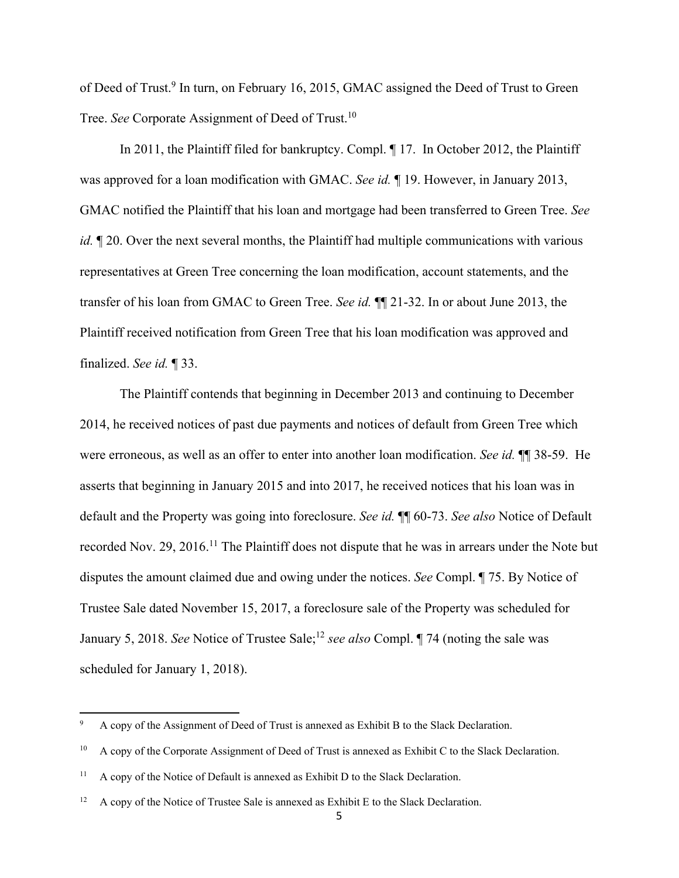of Deed of Trust.[9] In turn, on February 16, 2015, GMAC assigned the Deed of Trust to Green Tree. *See* Corporate Assignment of Deed of Trust.[10]

In 2011, the Plaintiff filed for bankruptcy. Compl. ¶ 17. In October 2012, the Plaintiff was approved for a loan modification with GMAC. *See id.* ¶ 19. However, in January 2013, GMAC notified the Plaintiff that his loan and mortgage had been transferred to Green Tree. *See id.* ¶ 20. Over the next several months, the Plaintiff had multiple communications with various representatives at Green Tree concerning the loan modification, account statements, and the transfer of his loan from GMAC to Green Tree. *See id.* ¶¶ 21-32. In or about June 2013, the Plaintiff received notification from Green Tree that his loan modification was approved and finalized. *See id.* ¶ 33.

The Plaintiff contends that beginning in December 2013 and continuing to December 2014, he received notices of past due payments and notices of default from Green Tree which were erroneous, as well as an offer to enter into another loan modification. *See id.* ¶¶ 38-59. He asserts that beginning in January 2015 and into 2017, he received notices that his loan was in default and the Property was going into foreclosure. *See id.* ¶¶ 60-73. *See also* Notice of Default recorded Nov. 29, 2016.[11] The Plaintiff does not dispute that he was in arrears under the Note but disputes the amount claimed due and owing under the notices. *See* Compl. ¶ 75. By Notice of Trustee Sale dated November 15, 2017, a foreclosure sale of the Property was scheduled for January 5, 2018. *See* Notice of Trustee Sale;[12] *see also* Compl. ¶ 74 (noting the sale was scheduled for January 1, 2018).

---

[9] A copy of the Assignment of Deed of Trust is annexed as Exhibit B to the Slack Declaration.

[10] A copy of the Corporate Assignment of Deed of Trust is annexed as Exhibit C to the Slack Declaration.

[11] A copy of the Notice of Default is annexed as Exhibit D to the Slack Declaration.

[12] A copy of the Notice of Trustee Sale is annexed as Exhibit E to the Slack Declaration.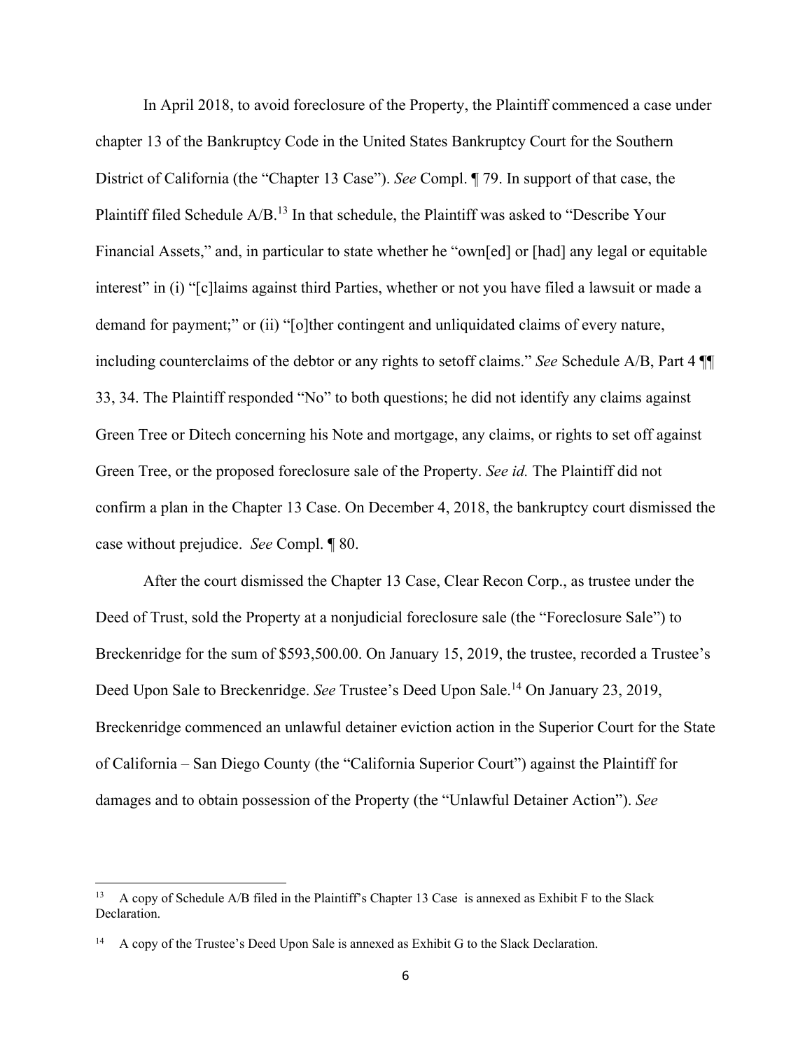In April 2018, to avoid foreclosure of the Property, the Plaintiff commenced a case under chapter 13 of the Bankruptcy Code in the United States Bankruptcy Court for the Southern District of California (the "Chapter 13 Case"). *See* Compl. ¶ 79. In support of that case, the Plaintiff filed Schedule A/B.[13] In that schedule, the Plaintiff was asked to "Describe Your Financial Assets," and, in particular to state whether he "own[ed] or [had] any legal or equitable interest" in (i) "[c]laims against third Parties, whether or not you have filed a lawsuit or made a demand for payment;" or (ii) "[o]ther contingent and unliquidated claims of every nature, including counterclaims of the debtor or any rights to setoff claims." *See* Schedule A/B, Part 4 ¶¶ 33, 34. The Plaintiff responded "No" to both questions; he did not identify any claims against Green Tree or Ditech concerning his Note and mortgage, any claims, or rights to set off against Green Tree, or the proposed foreclosure sale of the Property. *See id.* The Plaintiff did not confirm a plan in the Chapter 13 Case. On December 4, 2018, the bankruptcy court dismissed the case without prejudice. *See* Compl. ¶ 80.

After the court dismissed the Chapter 13 Case, Clear Recon Corp., as trustee under the Deed of Trust, sold the Property at a nonjudicial foreclosure sale (the "Foreclosure Sale") to Breckenridge for the sum of $593,500.00. On January 15, 2019, the trustee, recorded a Trustee's Deed Upon Sale to Breckenridge. *See* Trustee's Deed Upon Sale.[14] On January 23, 2019, Breckenridge commenced an unlawful detainer eviction action in the Superior Court for the State of California – San Diego County (the "California Superior Court") against the Plaintiff for damages and to obtain possession of the Property (the "Unlawful Detainer Action"). *See*

---

[13] A copy of Schedule A/B filed in the Plaintiff's Chapter 13 Case is annexed as Exhibit F to the Slack Declaration.

[14] A copy of the Trustee's Deed Upon Sale is annexed as Exhibit G to the Slack Declaration.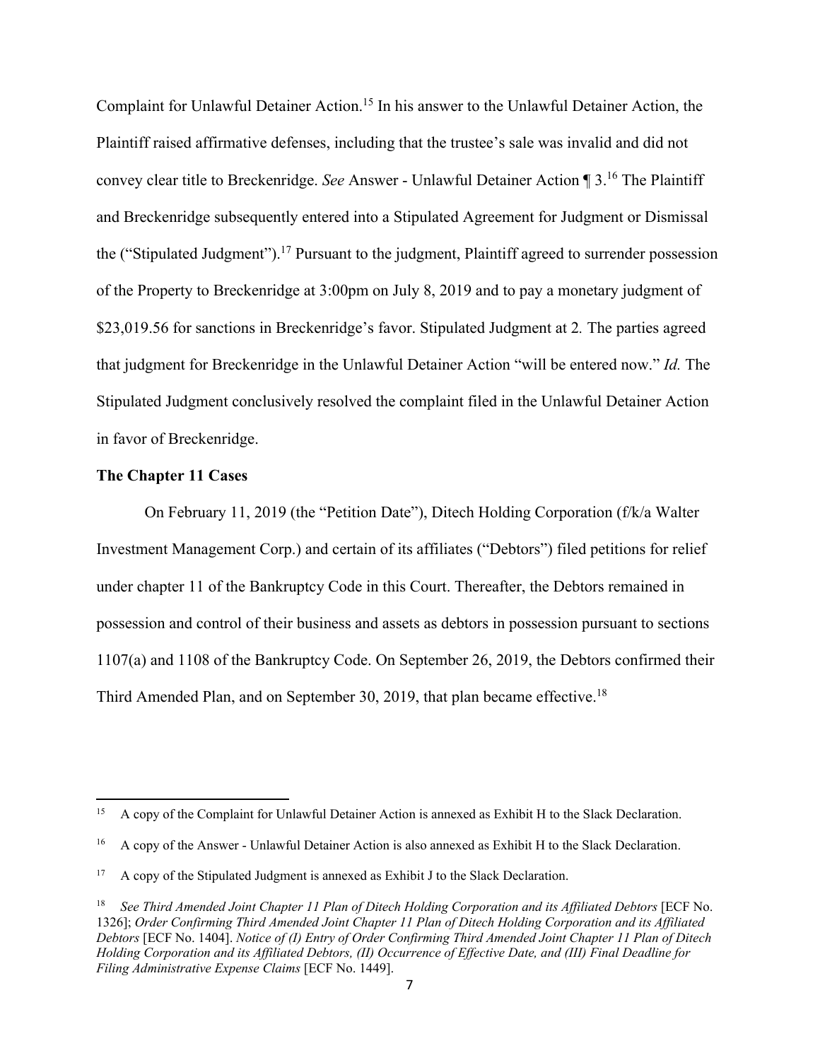Complaint for Unlawful Detainer Action.[15] In his answer to the Unlawful Detainer Action, the Plaintiff raised affirmative defenses, including that the trustee's sale was invalid and did not convey clear title to Breckenridge. *See* Answer - Unlawful Detainer Action ¶ 3.[16] The Plaintiff and Breckenridge subsequently entered into a Stipulated Agreement for Judgment or Dismissal the ("Stipulated Judgment").[17] Pursuant to the judgment, Plaintiff agreed to surrender possession of the Property to Breckenridge at 3:00pm on July 8, 2019 and to pay a monetary judgment of $23,019.56 for sanctions in Breckenridge's favor. Stipulated Judgment at 2*.* The parties agreed that judgment for Breckenridge in the Unlawful Detainer Action "will be entered now." *Id.* The Stipulated Judgment conclusively resolved the complaint filed in the Unlawful Detainer Action in favor of Breckenridge.

**The Chapter 11 Cases**

On February 11, 2019 (the "Petition Date"), Ditech Holding Corporation (f/k/a Walter Investment Management Corp.) and certain of its affiliates ("Debtors") filed petitions for relief under chapter 11 of the Bankruptcy Code in this Court. Thereafter, the Debtors remained in possession and control of their business and assets as debtors in possession pursuant to sections 1107(a) and 1108 of the Bankruptcy Code. On September 26, 2019, the Debtors confirmed their Third Amended Plan, and on September 30, 2019, that plan became effective.[18]

---

[15] A copy of the Complaint for Unlawful Detainer Action is annexed as Exhibit H to the Slack Declaration.

[16] A copy of the Answer - Unlawful Detainer Action is also annexed as Exhibit H to the Slack Declaration.

[17] A copy of the Stipulated Judgment is annexed as Exhibit J to the Slack Declaration.

[18] *See Third Amended Joint Chapter 11 Plan of Ditech Holding Corporation and its Affiliated Debtors* [ECF No. 1326]; *Order Confirming Third Amended Joint Chapter 11 Plan of Ditech Holding Corporation and its Affiliated Debtors* [ECF No. 1404]. *Notice of (I) Entry of Order Confirming Third Amended Joint Chapter 11 Plan of Ditech Holding Corporation and its Affiliated Debtors, (II) Occurrence of Effective Date, and (III) Final Deadline for Filing Administrative Expense Claims* [ECF No. 1449].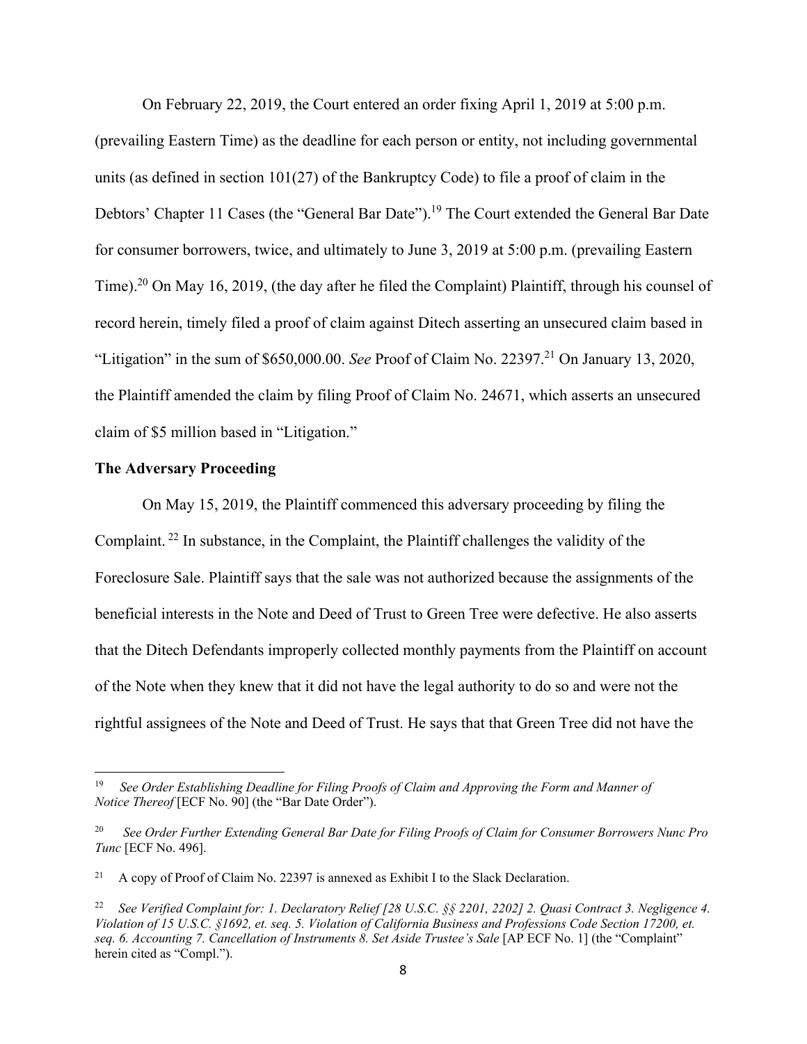On February 22, 2019, the Court entered an order fixing April 1, 2019 at 5:00 p.m. (prevailing Eastern Time) as the deadline for each person or entity, not including governmental units (as defined in section 101(27) of the Bankruptcy Code) to file a proof of claim in the Debtors' Chapter 11 Cases (the "General Bar Date").[19] The Court extended the General Bar Date for consumer borrowers, twice, and ultimately to June 3, 2019 at 5:00 p.m. (prevailing Eastern Time).[20] On May 16, 2019, (the day after he filed the Complaint) Plaintiff, through his counsel of record herein, timely filed a proof of claim against Ditech asserting an unsecured claim based in "Litigation" in the sum of $650,000.00. *See* Proof of Claim No. 22397.[21] On January 13, 2020, the Plaintiff amended the claim by filing Proof of Claim No. 24671, which asserts an unsecured claim of $5 million based in "Litigation."

**The Adversary Proceeding**

On May 15, 2019, the Plaintiff commenced this adversary proceeding by filing the Complaint.[22] In substance, in the Complaint, the Plaintiff challenges the validity of the Foreclosure Sale. Plaintiff says that the sale was not authorized because the assignments of the beneficial interests in the Note and Deed of Trust to Green Tree were defective. He also asserts that the Ditech Defendants improperly collected monthly payments from the Plaintiff on account of the Note when they knew that it did not have the legal authority to do so and were not the rightful assignees of the Note and Deed of Trust. He says that that Green Tree did not have the

---

[19] *See Order Establishing Deadline for Filing Proofs of Claim and Approving the Form and Manner of Notice Thereof* [ECF No. 90] (the "Bar Date Order").

[20] *See Order Further Extending General Bar Date for Filing Proofs of Claim for Consumer Borrowers Nunc Pro Tunc* [ECF No. 496].

[21] A copy of Proof of Claim No. 22397 is annexed as Exhibit I to the Slack Declaration.

[22] *See Verified Complaint for: 1. Declaratory Relief [28 U.S.C. §§ 2201, 2202] 2. Quasi Contract 3. Negligence 4. Violation of 15 U.S.C. §1692, et. seq. 5. Violation of California Business and Professions Code Section 17200, et. seq. 6. Accounting 7. Cancellation of Instruments 8. Set Aside Trustee's Sale* [AP ECF No. 1] (the "Complaint" herein cited as "Compl.").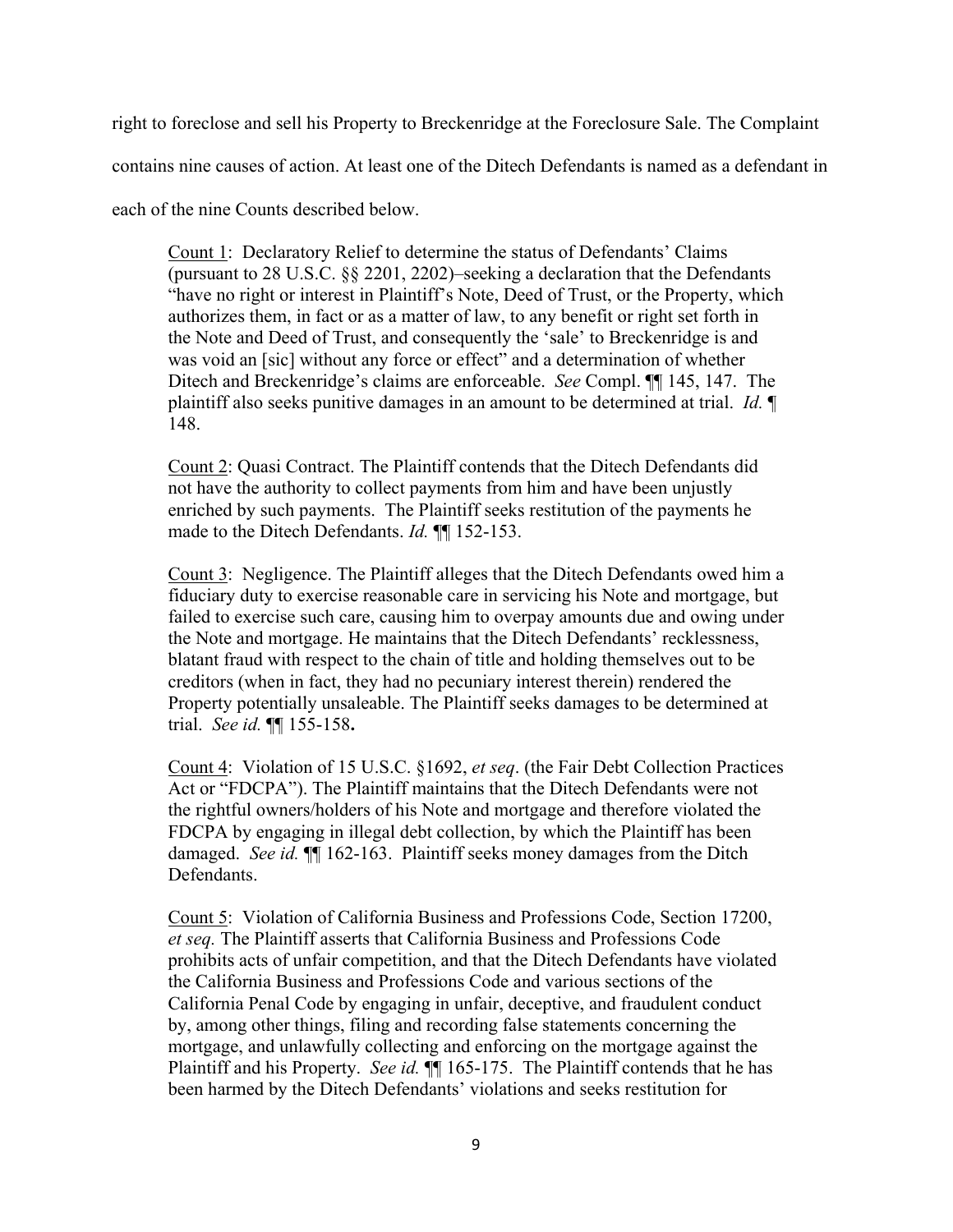right to foreclose and sell his Property to Breckenridge at the Foreclosure Sale. The Complaint contains nine causes of action. At least one of the Ditech Defendants is named as a defendant in each of the nine Counts described below.

> Count 1: Declaratory Relief to determine the status of Defendants' Claims (pursuant to 28 U.S.C. §§ 2201, 2202)–seeking a declaration that the Defendants "have no right or interest in Plaintiff's Note, Deed of Trust, or the Property, which authorizes them, in fact or as a matter of law, to any benefit or right set forth in the Note and Deed of Trust, and consequently the 'sale' to Breckenridge is and was void an [sic] without any force or effect" and a determination of whether Ditech and Breckenridge's claims are enforceable. *See* Compl. ¶¶ 145, 147. The plaintiff also seeks punitive damages in an amount to be determined at trial. *Id.* ¶ 148.
>
> Count 2: Quasi Contract. The Plaintiff contends that the Ditech Defendants did not have the authority to collect payments from him and have been unjustly enriched by such payments. The Plaintiff seeks restitution of the payments he made to the Ditech Defendants. *Id.* ¶¶ 152-153.
>
> Count 3: Negligence. The Plaintiff alleges that the Ditech Defendants owed him a fiduciary duty to exercise reasonable care in servicing his Note and mortgage, but failed to exercise such care, causing him to overpay amounts due and owing under the Note and mortgage. He maintains that the Ditech Defendants' recklessness, blatant fraud with respect to the chain of title and holding themselves out to be creditors (when in fact, they had no pecuniary interest therein) rendered the Property potentially unsaleable. The Plaintiff seeks damages to be determined at trial. *See id.* ¶¶ 155-158**.**
>
> Count 4: Violation of 15 U.S.C. §1692, *et seq*. (the Fair Debt Collection Practices Act or "FDCPA"). The Plaintiff maintains that the Ditech Defendants were not the rightful owners/holders of his Note and mortgage and therefore violated the FDCPA by engaging in illegal debt collection, by which the Plaintiff has been damaged. *See id.* ¶¶ 162-163. Plaintiff seeks money damages from the Ditch Defendants.
>
> Count 5: Violation of California Business and Professions Code, Section 17200, *et seq.* The Plaintiff asserts that California Business and Professions Code prohibits acts of unfair competition, and that the Ditech Defendants have violated the California Business and Professions Code and various sections of the California Penal Code by engaging in unfair, deceptive, and fraudulent conduct by, among other things, filing and recording false statements concerning the mortgage, and unlawfully collecting and enforcing on the mortgage against the Plaintiff and his Property. *See id.* ¶¶ 165-175. The Plaintiff contends that he has been harmed by the Ditech Defendants' violations and seeks restitution for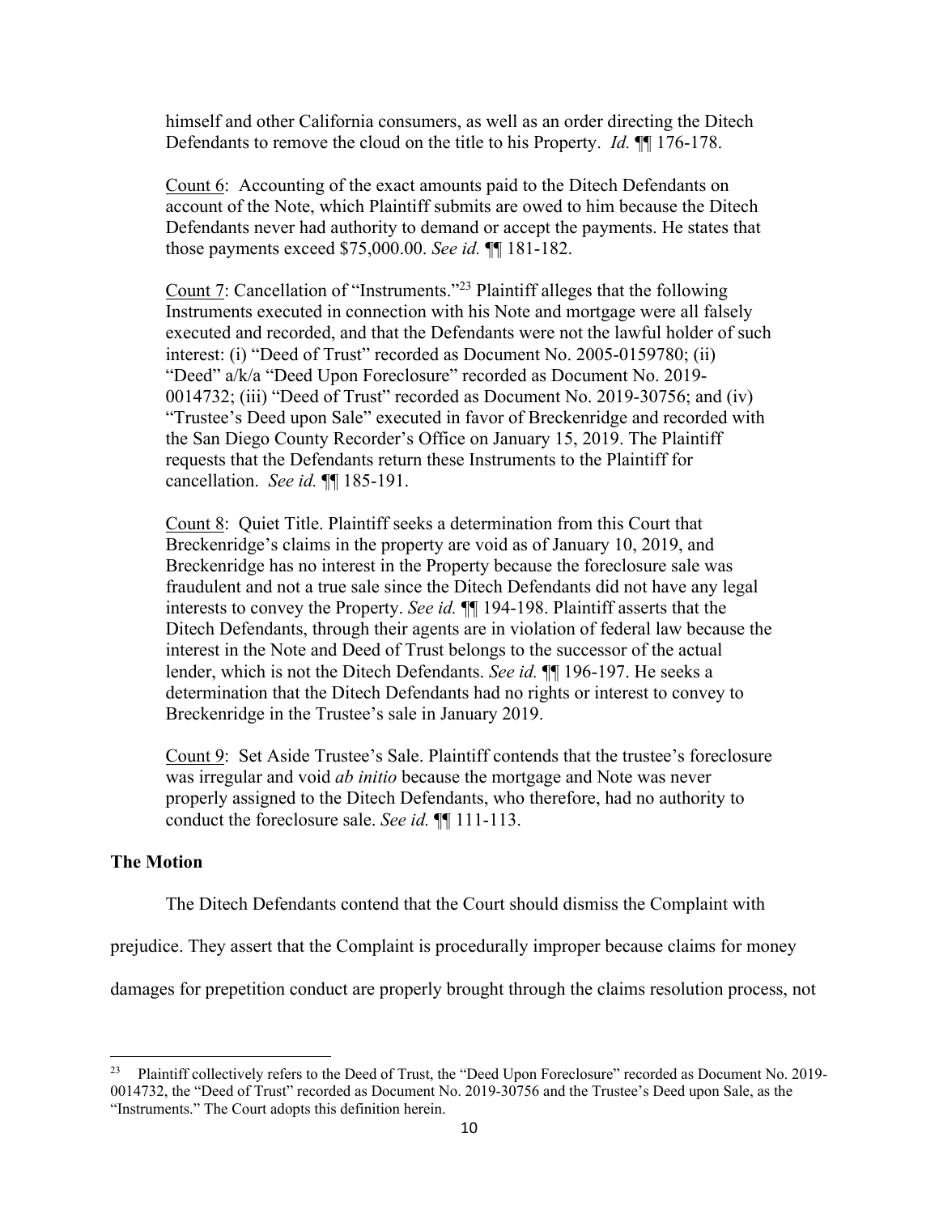himself and other California consumers, as well as an order directing the Ditech Defendants to remove the cloud on the title to his Property. *Id.* ¶¶ 176-178.

Count 6: Accounting of the exact amounts paid to the Ditech Defendants on account of the Note, which Plaintiff submits are owed to him because the Ditech Defendants never had authority to demand or accept the payments. He states that those payments exceed $75,000.00. *See id.* ¶¶ 181-182.

Count 7: Cancellation of "Instruments."[23] Plaintiff alleges that the following Instruments executed in connection with his Note and mortgage were all falsely executed and recorded, and that the Defendants were not the lawful holder of such interest: (i) "Deed of Trust" recorded as Document No. 2005-0159780; (ii) "Deed" a/k/a "Deed Upon Foreclosure" recorded as Document No. 2019-0014732; (iii) "Deed of Trust" recorded as Document No. 2019-30756; and (iv) "Trustee's Deed upon Sale" executed in favor of Breckenridge and recorded with the San Diego County Recorder's Office on January 15, 2019. The Plaintiff requests that the Defendants return these Instruments to the Plaintiff for cancellation. *See id.* ¶¶ 185-191.

Count 8: Quiet Title. Plaintiff seeks a determination from this Court that Breckenridge's claims in the property are void as of January 10, 2019, and Breckenridge has no interest in the Property because the foreclosure sale was fraudulent and not a true sale since the Ditech Defendants did not have any legal interests to convey the Property. *See id.* ¶¶ 194-198. Plaintiff asserts that the Ditech Defendants, through their agents are in violation of federal law because the interest in the Note and Deed of Trust belongs to the successor of the actual lender, which is not the Ditech Defendants. *See id.* ¶¶ 196-197. He seeks a determination that the Ditech Defendants had no rights or interest to convey to Breckenridge in the Trustee's sale in January 2019.

Count 9: Set Aside Trustee's Sale. Plaintiff contends that the trustee's foreclosure was irregular and void *ab initio* because the mortgage and Note was never properly assigned to the Ditech Defendants, who therefore, had no authority to conduct the foreclosure sale. *See id.* ¶¶ 111-113.

**The Motion**

The Ditech Defendants contend that the Court should dismiss the Complaint with prejudice. They assert that the Complaint is procedurally improper because claims for money damages for prepetition conduct are properly brought through the claims resolution process, not

[23] Plaintiff collectively refers to the Deed of Trust, the "Deed Upon Foreclosure" recorded as Document No. 2019-0014732, the "Deed of Trust" recorded as Document No. 2019-30756 and the Trustee's Deed upon Sale, as the "Instruments." The Court adopts this definition herein.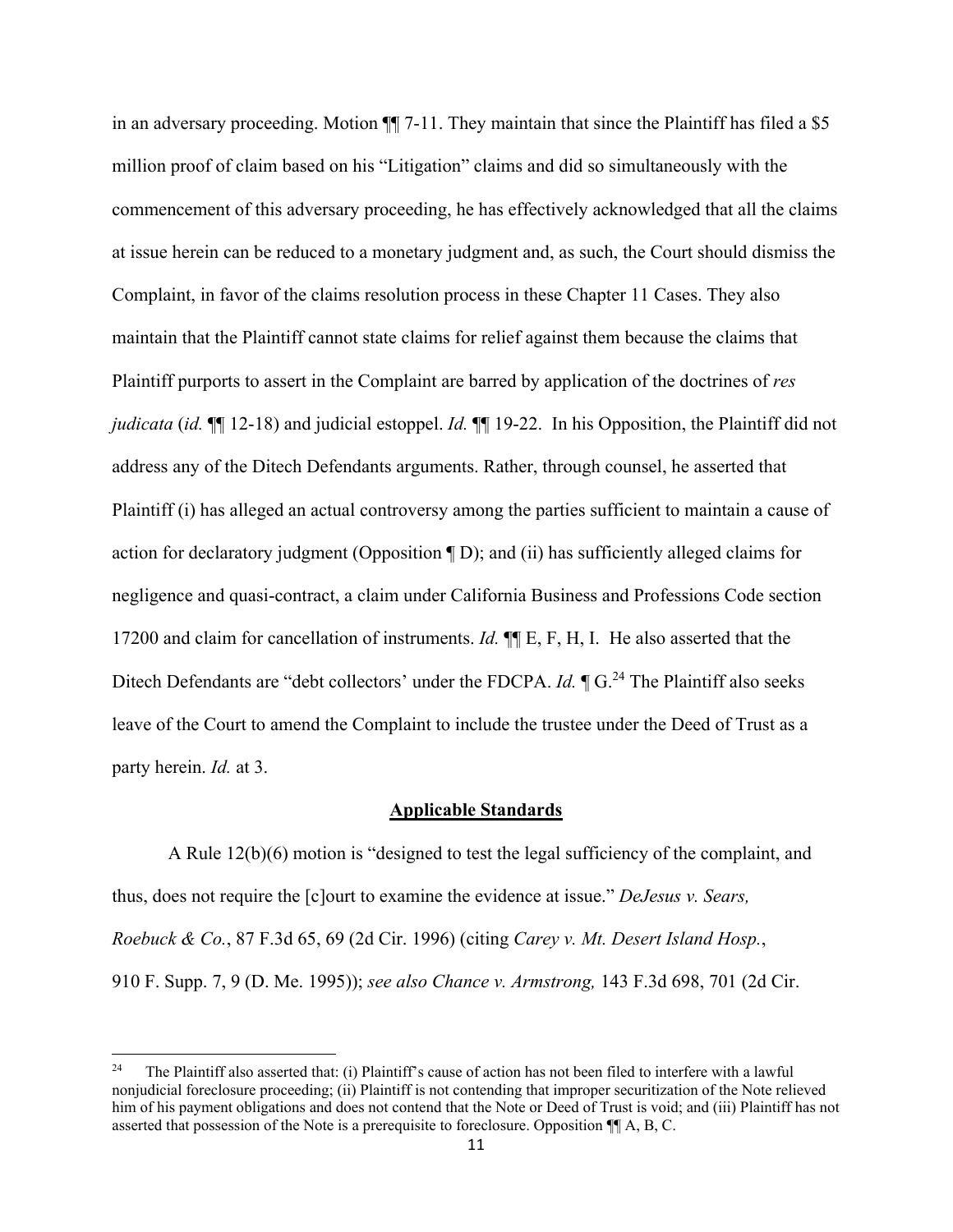in an adversary proceeding. Motion ¶¶ 7-11. They maintain that since the Plaintiff has filed a $5 million proof of claim based on his "Litigation" claims and did so simultaneously with the commencement of this adversary proceeding, he has effectively acknowledged that all the claims at issue herein can be reduced to a monetary judgment and, as such, the Court should dismiss the Complaint, in favor of the claims resolution process in these Chapter 11 Cases. They also maintain that the Plaintiff cannot state claims for relief against them because the claims that Plaintiff purports to assert in the Complaint are barred by application of the doctrines of *res judicata* (*id.* ¶¶ 12-18) and judicial estoppel. *Id.* ¶¶ 19-22. In his Opposition, the Plaintiff did not address any of the Ditech Defendants arguments. Rather, through counsel, he asserted that Plaintiff (i) has alleged an actual controversy among the parties sufficient to maintain a cause of action for declaratory judgment (Opposition ¶ D); and (ii) has sufficiently alleged claims for negligence and quasi-contract, a claim under California Business and Professions Code section 17200 and claim for cancellation of instruments. *Id.* ¶¶ E, F, H, I. He also asserted that the Ditech Defendants are "debt collectors' under the FDCPA. *Id.* ¶ G.[24] The Plaintiff also seeks leave of the Court to amend the Complaint to include the trustee under the Deed of Trust as a party herein. *Id.* at 3.

## Applicable Standards

A Rule 12(b)(6) motion is "designed to test the legal sufficiency of the complaint, and thus, does not require the [c]ourt to examine the evidence at issue." *DeJesus v. Sears, Roebuck & Co.*, 87 F.3d 65, 69 (2d Cir. 1996) (citing *Carey v. Mt. Desert Island Hosp.*, 910 F. Supp. 7, 9 (D. Me. 1995)); *see also Chance v. Armstrong,* 143 F.3d 698, 701 (2d Cir.

---

[24] The Plaintiff also asserted that: (i) Plaintiff's cause of action has not been filed to interfere with a lawful nonjudicial foreclosure proceeding; (ii) Plaintiff is not contending that improper securitization of the Note relieved him of his payment obligations and does not contend that the Note or Deed of Trust is void; and (iii) Plaintiff has not asserted that possession of the Note is a prerequisite to foreclosure. Opposition ¶¶ A, B, C.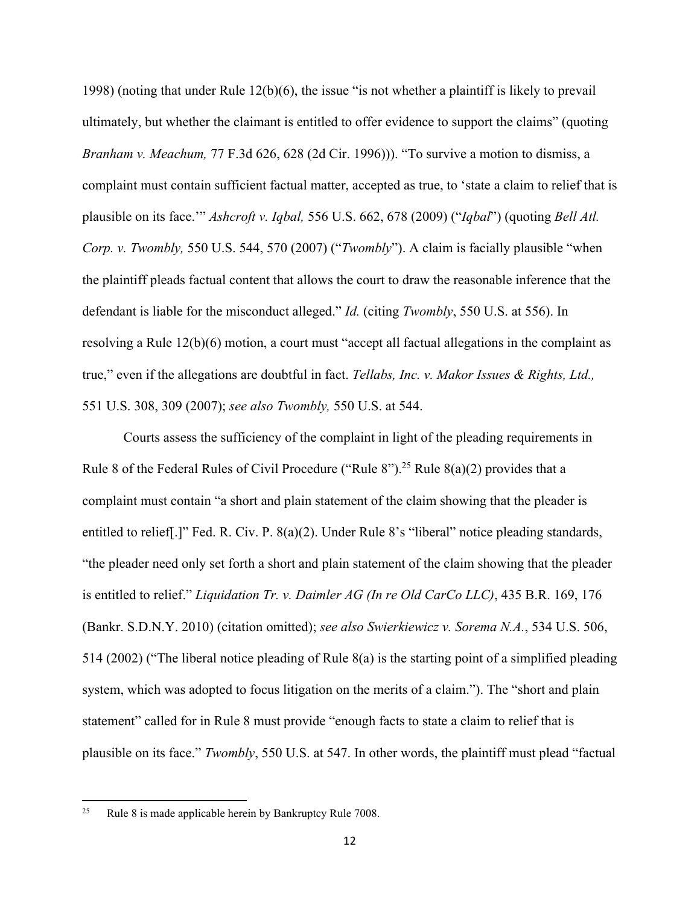1998) (noting that under Rule 12(b)(6), the issue "is not whether a plaintiff is likely to prevail ultimately, but whether the claimant is entitled to offer evidence to support the claims" (quoting *Branham v. Meachum,* 77 F.3d 626, 628 (2d Cir. 1996))). "To survive a motion to dismiss, a complaint must contain sufficient factual matter, accepted as true, to 'state a claim to relief that is plausible on its face.'" *Ashcroft v. Iqbal,* 556 U.S. 662, 678 (2009) ("*Iqbal*") (quoting *Bell Atl. Corp. v. Twombly,* 550 U.S. 544, 570 (2007) ("*Twombly*"). A claim is facially plausible "when the plaintiff pleads factual content that allows the court to draw the reasonable inference that the defendant is liable for the misconduct alleged." *Id.* (citing *Twombly*, 550 U.S. at 556). In resolving a Rule 12(b)(6) motion, a court must "accept all factual allegations in the complaint as true," even if the allegations are doubtful in fact. *Tellabs, Inc. v. Makor Issues & Rights, Ltd.,* 551 U.S. 308, 309 (2007); *see also Twombly,* 550 U.S. at 544.

Courts assess the sufficiency of the complaint in light of the pleading requirements in Rule 8 of the Federal Rules of Civil Procedure ("Rule 8").[25] Rule 8(a)(2) provides that a complaint must contain "a short and plain statement of the claim showing that the pleader is entitled to relief[.]" Fed. R. Civ. P. 8(a)(2). Under Rule 8's "liberal" notice pleading standards, "the pleader need only set forth a short and plain statement of the claim showing that the pleader is entitled to relief." *Liquidation Tr. v. Daimler AG (In re Old CarCo LLC)*, 435 B.R. 169, 176 (Bankr. S.D.N.Y. 2010) (citation omitted); *see also Swierkiewicz v. Sorema N.A.*, 534 U.S. 506, 514 (2002) ("The liberal notice pleading of Rule 8(a) is the starting point of a simplified pleading system, which was adopted to focus litigation on the merits of a claim."). The "short and plain statement" called for in Rule 8 must provide "enough facts to state a claim to relief that is plausible on its face." *Twombly*, 550 U.S. at 547. In other words, the plaintiff must plead "factual

[25] Rule 8 is made applicable herein by Bankruptcy Rule 7008.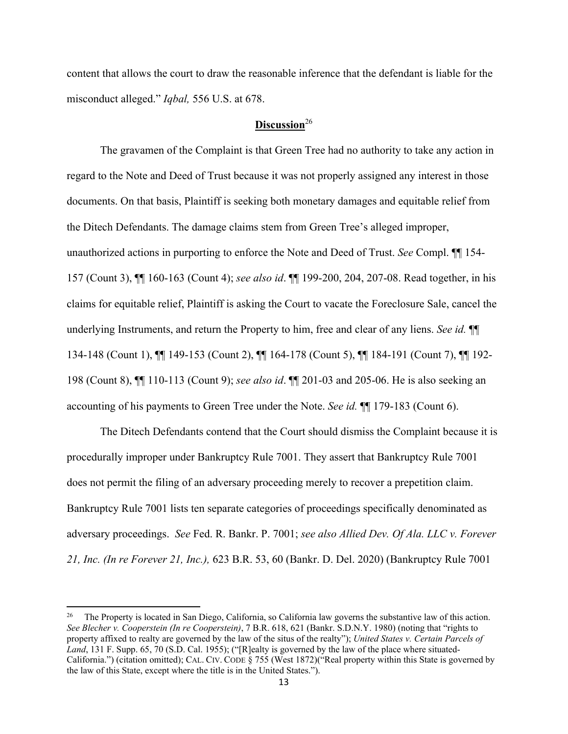content that allows the court to draw the reasonable inference that the defendant is liable for the misconduct alleged." *Iqbal,* 556 U.S. at 678.

## **Discussion**[26]

The gravamen of the Complaint is that Green Tree had no authority to take any action in regard to the Note and Deed of Trust because it was not properly assigned any interest in those documents. On that basis, Plaintiff is seeking both monetary damages and equitable relief from the Ditech Defendants. The damage claims stem from Green Tree's alleged improper, unauthorized actions in purporting to enforce the Note and Deed of Trust. *See* Compl. ¶¶ 154-157 (Count 3), ¶¶ 160-163 (Count 4); *see also id*. ¶¶ 199-200, 204, 207-08. Read together, in his claims for equitable relief, Plaintiff is asking the Court to vacate the Foreclosure Sale, cancel the underlying Instruments, and return the Property to him, free and clear of any liens. *See id.* ¶¶ 134-148 (Count 1), ¶¶ 149-153 (Count 2), ¶¶ 164-178 (Count 5), ¶¶ 184-191 (Count 7), ¶¶ 192-198 (Count 8), ¶¶ 110-113 (Count 9); *see also id*. ¶¶ 201-03 and 205-06. He is also seeking an accounting of his payments to Green Tree under the Note. *See id.* ¶¶ 179-183 (Count 6).

The Ditech Defendants contend that the Court should dismiss the Complaint because it is procedurally improper under Bankruptcy Rule 7001. They assert that Bankruptcy Rule 7001 does not permit the filing of an adversary proceeding merely to recover a prepetition claim. Bankruptcy Rule 7001 lists ten separate categories of proceedings specifically denominated as adversary proceedings. *See* Fed. R. Bankr. P. 7001; *see also Allied Dev. Of Ala. LLC v. Forever 21, Inc. (In re Forever 21, Inc.),* 623 B.R. 53, 60 (Bankr. D. Del. 2020) (Bankruptcy Rule 7001

---

[26] The Property is located in San Diego, California, so California law governs the substantive law of this action. *See Blecher v. Cooperstein (In re Cooperstein)*, 7 B.R. 618, 621 (Bankr. S.D.N.Y. 1980) (noting that "rights to property affixed to realty are governed by the law of the situs of the realty"); *United States v. Certain Parcels of Land*, 131 F. Supp. 65, 70 (S.D. Cal. 1955); ("[R]ealty is governed by the law of the place where situated-California.") (citation omitted); CAL. CIV. CODE § 755 (West 1872)("Real property within this State is governed by the law of this State, except where the title is in the United States.").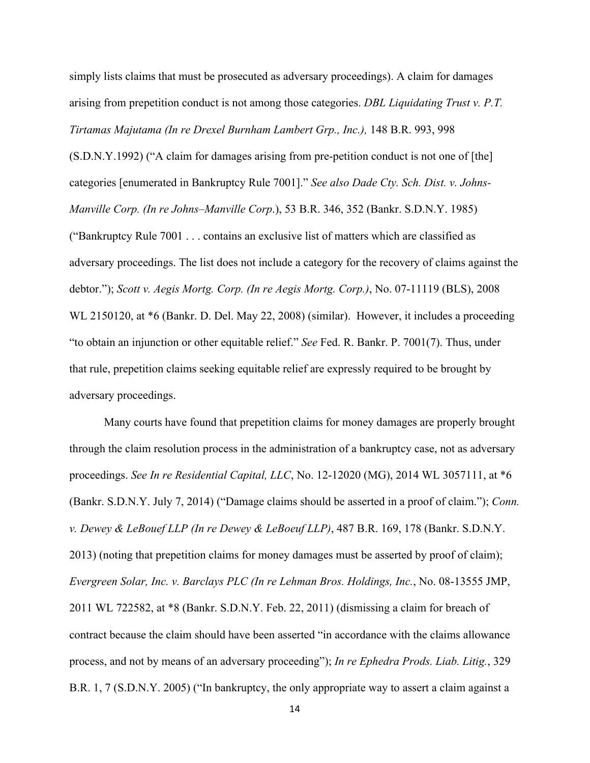simply lists claims that must be prosecuted as adversary proceedings). A claim for damages arising from prepetition conduct is not among those categories. *DBL Liquidating Trust v. P.T. Tirtamas Majutama (In re Drexel Burnham Lambert Grp., Inc.),* 148 B.R. 993, 998 (S.D.N.Y.1992) ("A claim for damages arising from pre-petition conduct is not one of [the] categories [enumerated in Bankruptcy Rule 7001]." *See also Dade Cty. Sch. Dist. v. Johns-Manville Corp. (In re Johns–Manville Corp*.), 53 B.R. 346, 352 (Bankr. S.D.N.Y. 1985) ("Bankruptcy Rule 7001 . . . contains an exclusive list of matters which are classified as adversary proceedings. The list does not include a category for the recovery of claims against the debtor."); *Scott v. Aegis Mortg. Corp. (In re Aegis Mortg. Corp.)*, No. 07-11119 (BLS), 2008 WL 2150120, at *6 (Bankr. D. Del. May 22, 2008) (similar). However, it includes a proceeding "to obtain an injunction or other equitable relief." *See* Fed. R. Bankr. P. 7001(7). Thus, under that rule, prepetition claims seeking equitable relief are expressly required to be brought by adversary proceedings.

Many courts have found that prepetition claims for money damages are properly brought through the claim resolution process in the administration of a bankruptcy case, not as adversary proceedings. *See In re Residential Capital, LLC*, No. 12-12020 (MG), 2014 WL 3057111, at *6 (Bankr. S.D.N.Y. July 7, 2014) ("Damage claims should be asserted in a proof of claim."); *Conn. v. Dewey & LeBouef LLP (In re Dewey & LeBoeuf LLP)*, 487 B.R. 169, 178 (Bankr. S.D.N.Y. 2013) (noting that prepetition claims for money damages must be asserted by proof of claim); *Evergreen Solar, Inc. v. Barclays PLC (In re Lehman Bros. Holdings, Inc.*, No. 08-13555 JMP, 2011 WL 722582, at *8 (Bankr. S.D.N.Y. Feb. 22, 2011) (dismissing a claim for breach of contract because the claim should have been asserted "in accordance with the claims allowance process, and not by means of an adversary proceeding"); *In re Ephedra Prods. Liab. Litig.*, 329 B.R. 1, 7 (S.D.N.Y. 2005) ("In bankruptcy, the only appropriate way to assert a claim against a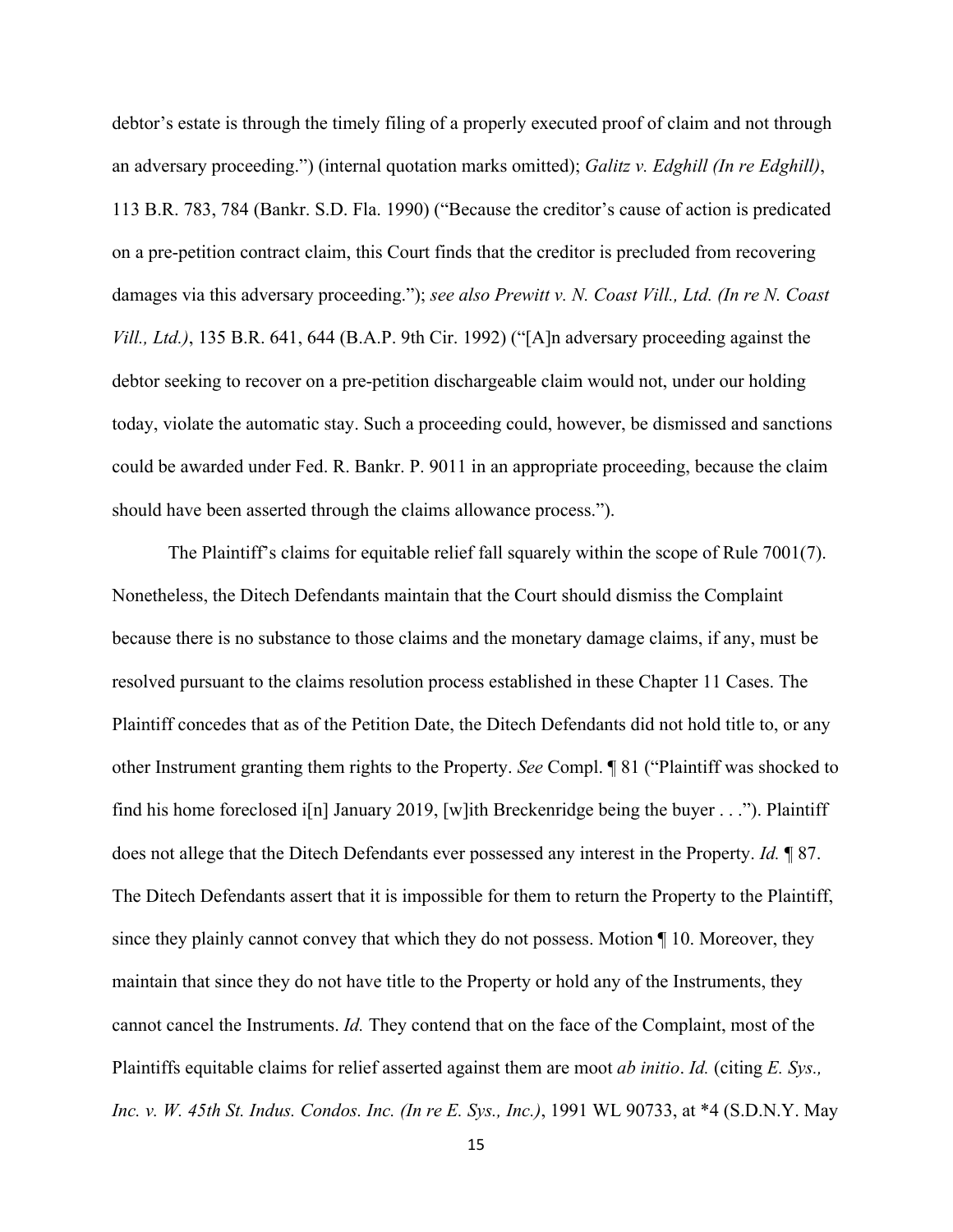debtor's estate is through the timely filing of a properly executed proof of claim and not through an adversary proceeding.") (internal quotation marks omitted); *Galitz v. Edghill (In re Edghill)*, 113 B.R. 783, 784 (Bankr. S.D. Fla. 1990) ("Because the creditor's cause of action is predicated on a pre-petition contract claim, this Court finds that the creditor is precluded from recovering damages via this adversary proceeding."); *see also Prewitt v. N. Coast Vill., Ltd. (In re N. Coast Vill., Ltd.)*, 135 B.R. 641, 644 (B.A.P. 9th Cir. 1992) ("[A]n adversary proceeding against the debtor seeking to recover on a pre-petition dischargeable claim would not, under our holding today, violate the automatic stay. Such a proceeding could, however, be dismissed and sanctions could be awarded under Fed. R. Bankr. P. 9011 in an appropriate proceeding, because the claim should have been asserted through the claims allowance process.").

The Plaintiff's claims for equitable relief fall squarely within the scope of Rule 7001(7). Nonetheless, the Ditech Defendants maintain that the Court should dismiss the Complaint because there is no substance to those claims and the monetary damage claims, if any, must be resolved pursuant to the claims resolution process established in these Chapter 11 Cases. The Plaintiff concedes that as of the Petition Date, the Ditech Defendants did not hold title to, or any other Instrument granting them rights to the Property. *See* Compl. ¶ 81 ("Plaintiff was shocked to find his home foreclosed i[n] January 2019, [w]ith Breckenridge being the buyer . . ."). Plaintiff does not allege that the Ditech Defendants ever possessed any interest in the Property. *Id.* ¶ 87. The Ditech Defendants assert that it is impossible for them to return the Property to the Plaintiff, since they plainly cannot convey that which they do not possess. Motion ¶ 10. Moreover, they maintain that since they do not have title to the Property or hold any of the Instruments, they cannot cancel the Instruments. *Id.* They contend that on the face of the Complaint, most of the Plaintiffs equitable claims for relief asserted against them are moot *ab initio*. *Id.* (citing *E. Sys., Inc. v. W. 45th St. Indus. Condos. Inc. (In re E. Sys., Inc.)*, 1991 WL 90733, at *4 (S.D.N.Y. May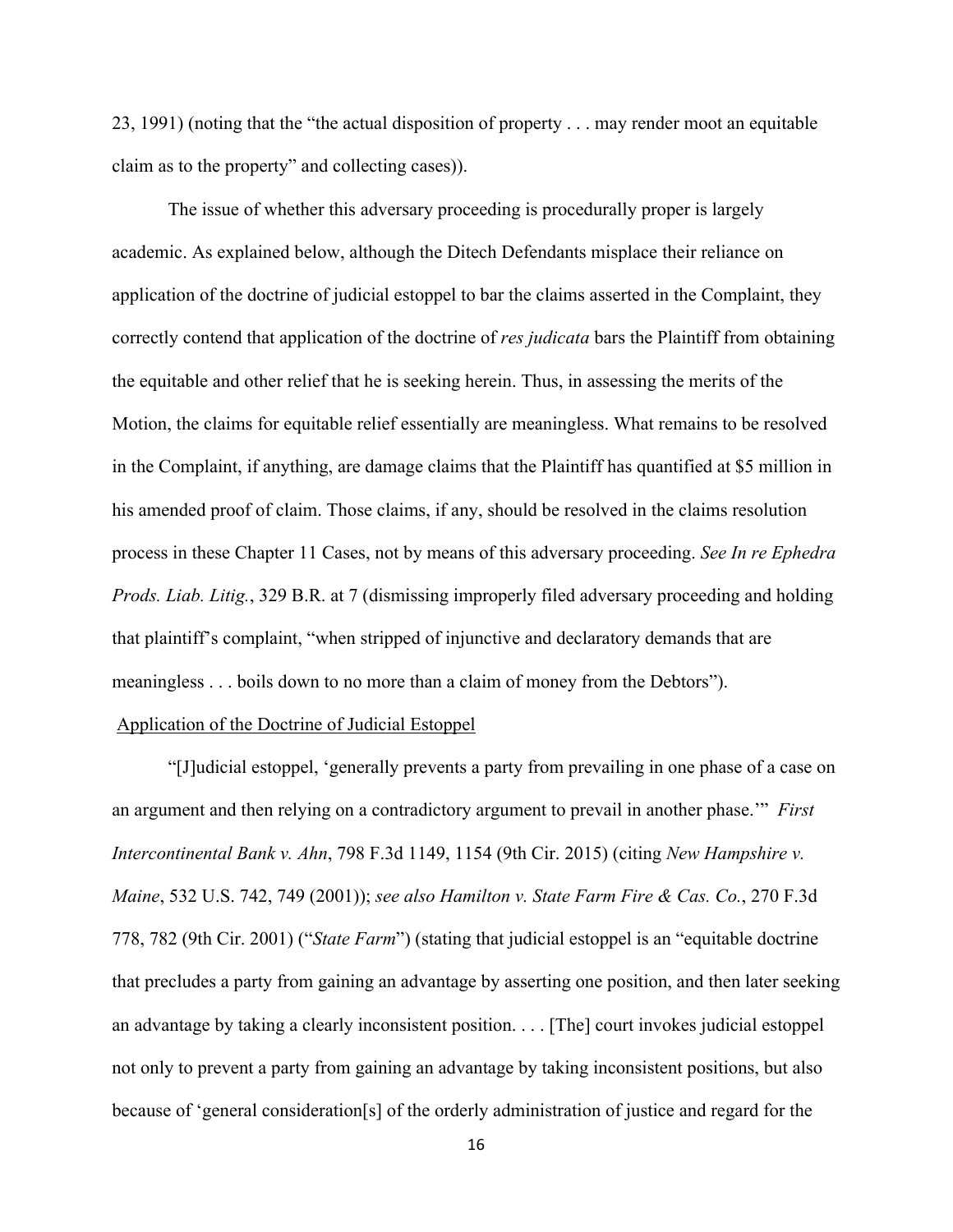23, 1991) (noting that the "the actual disposition of property . . . may render moot an equitable claim as to the property" and collecting cases)).

The issue of whether this adversary proceeding is procedurally proper is largely academic. As explained below, although the Ditech Defendants misplace their reliance on application of the doctrine of judicial estoppel to bar the claims asserted in the Complaint, they correctly contend that application of the doctrine of *res judicata* bars the Plaintiff from obtaining the equitable and other relief that he is seeking herein. Thus, in assessing the merits of the Motion, the claims for equitable relief essentially are meaningless. What remains to be resolved in the Complaint, if anything, are damage claims that the Plaintiff has quantified at $5 million in his amended proof of claim. Those claims, if any, should be resolved in the claims resolution process in these Chapter 11 Cases, not by means of this adversary proceeding. *See In re Ephedra Prods. Liab. Litig.*, 329 B.R. at 7 (dismissing improperly filed adversary proceeding and holding that plaintiff's complaint, "when stripped of injunctive and declaratory demands that are meaningless . . . boils down to no more than a claim of money from the Debtors").

<u>Application of the Doctrine of Judicial Estoppel</u>

"[J]udicial estoppel, 'generally prevents a party from prevailing in one phase of a case on an argument and then relying on a contradictory argument to prevail in another phase.'" *First Intercontinental Bank v. Ahn*, 798 F.3d 1149, 1154 (9th Cir. 2015) (citing *New Hampshire v. Maine*, 532 U.S. 742, 749 (2001)); *see also Hamilton v. State Farm Fire & Cas. Co.*, 270 F.3d 778, 782 (9th Cir. 2001) ("*State Farm*") (stating that judicial estoppel is an "equitable doctrine that precludes a party from gaining an advantage by asserting one position, and then later seeking an advantage by taking a clearly inconsistent position. . . . [The] court invokes judicial estoppel not only to prevent a party from gaining an advantage by taking inconsistent positions, but also because of 'general consideration[s] of the orderly administration of justice and regard for the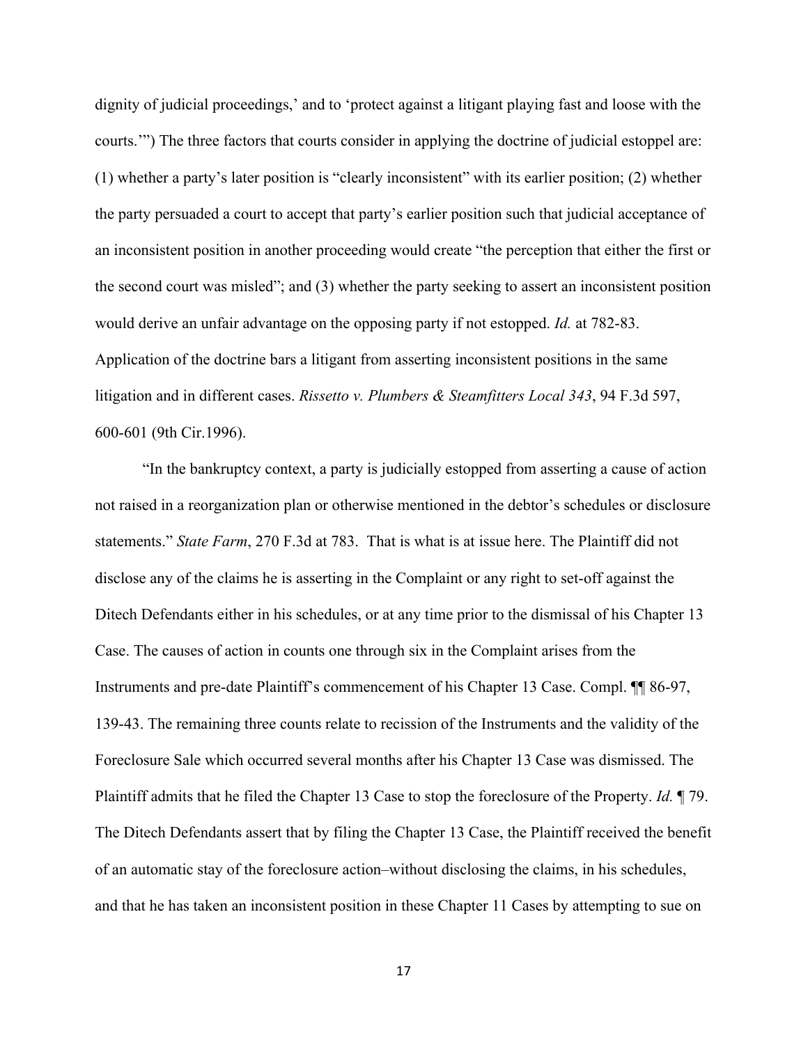dignity of judicial proceedings,' and to 'protect against a litigant playing fast and loose with the courts.'") The three factors that courts consider in applying the doctrine of judicial estoppel are: (1) whether a party's later position is "clearly inconsistent" with its earlier position; (2) whether the party persuaded a court to accept that party's earlier position such that judicial acceptance of an inconsistent position in another proceeding would create "the perception that either the first or the second court was misled"; and (3) whether the party seeking to assert an inconsistent position would derive an unfair advantage on the opposing party if not estopped. *Id.* at 782-83. Application of the doctrine bars a litigant from asserting inconsistent positions in the same litigation and in different cases. *Rissetto v. Plumbers & Steamfitters Local 343*, 94 F.3d 597, 600-601 (9th Cir.1996).

"In the bankruptcy context, a party is judicially estopped from asserting a cause of action not raised in a reorganization plan or otherwise mentioned in the debtor's schedules or disclosure statements." *State Farm*, 270 F.3d at 783. That is what is at issue here. The Plaintiff did not disclose any of the claims he is asserting in the Complaint or any right to set-off against the Ditech Defendants either in his schedules, or at any time prior to the dismissal of his Chapter 13 Case. The causes of action in counts one through six in the Complaint arises from the Instruments and pre-date Plaintiff's commencement of his Chapter 13 Case. Compl. ¶¶ 86-97, 139-43. The remaining three counts relate to recission of the Instruments and the validity of the Foreclosure Sale which occurred several months after his Chapter 13 Case was dismissed. The Plaintiff admits that he filed the Chapter 13 Case to stop the foreclosure of the Property. *Id.* ¶ 79. The Ditech Defendants assert that by filing the Chapter 13 Case, the Plaintiff received the benefit of an automatic stay of the foreclosure action–without disclosing the claims, in his schedules, and that he has taken an inconsistent position in these Chapter 11 Cases by attempting to sue on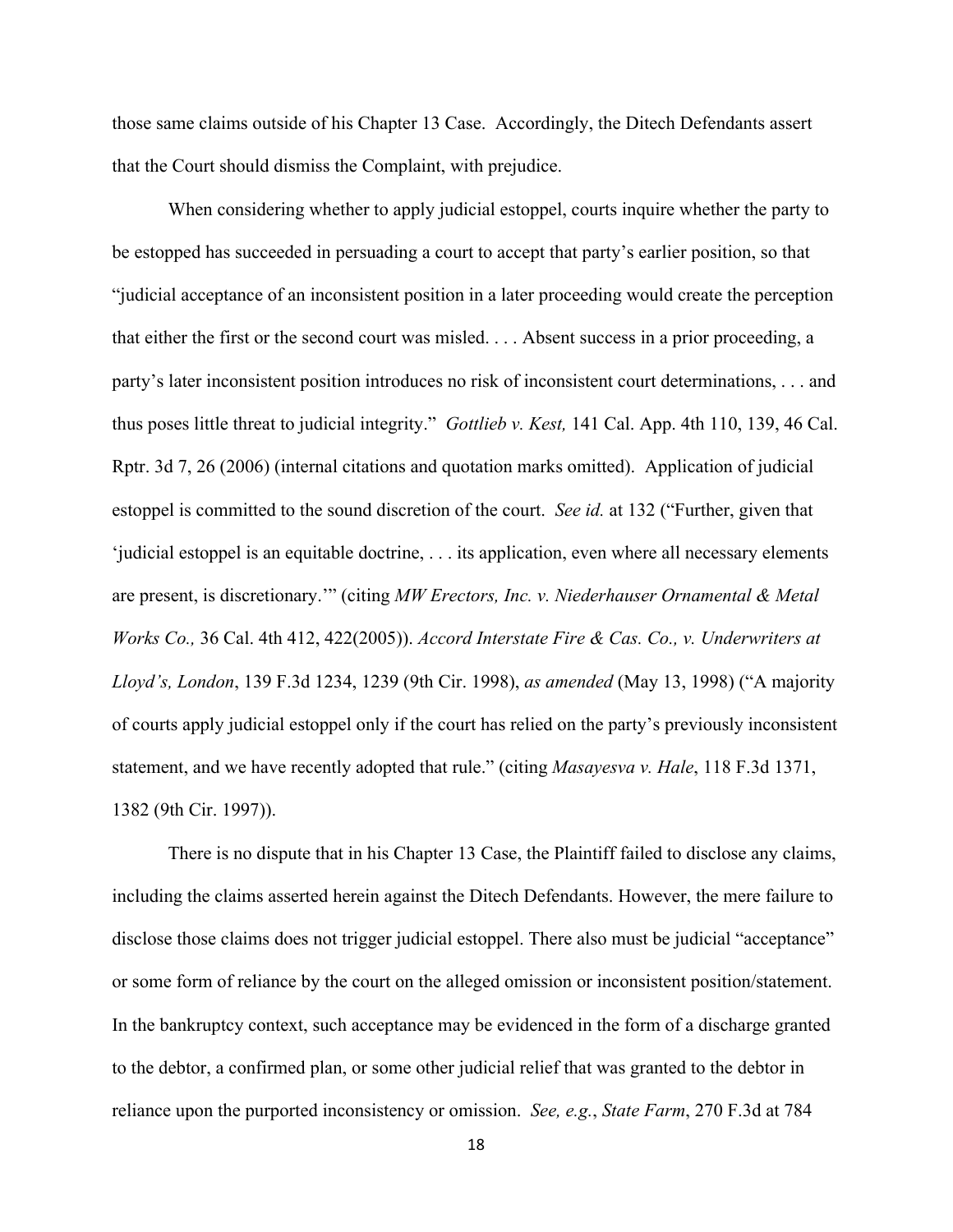those same claims outside of his Chapter 13 Case. Accordingly, the Ditech Defendants assert that the Court should dismiss the Complaint, with prejudice.

When considering whether to apply judicial estoppel, courts inquire whether the party to be estopped has succeeded in persuading a court to accept that party's earlier position, so that "judicial acceptance of an inconsistent position in a later proceeding would create the perception that either the first or the second court was misled. . . . Absent success in a prior proceeding, a party's later inconsistent position introduces no risk of inconsistent court determinations, . . . and thus poses little threat to judicial integrity." *Gottlieb v. Kest,* 141 Cal. App. 4th 110, 139, 46 Cal. Rptr. 3d 7, 26 (2006) (internal citations and quotation marks omitted). Application of judicial estoppel is committed to the sound discretion of the court. *See id.* at 132 ("Further, given that 'judicial estoppel is an equitable doctrine, . . . its application, even where all necessary elements are present, is discretionary.'" (citing *MW Erectors, Inc. v. Niederhauser Ornamental & Metal Works Co.,* 36 Cal. 4th 412, 422(2005)). *Accord Interstate Fire & Cas. Co., v. Underwriters at Lloyd's, London*, 139 F.3d 1234, 1239 (9th Cir. 1998), *as amended* (May 13, 1998) ("A majority of courts apply judicial estoppel only if the court has relied on the party's previously inconsistent statement, and we have recently adopted that rule." (citing *Masayesva v. Hale*, 118 F.3d 1371, 1382 (9th Cir. 1997)).

There is no dispute that in his Chapter 13 Case, the Plaintiff failed to disclose any claims, including the claims asserted herein against the Ditech Defendants. However, the mere failure to disclose those claims does not trigger judicial estoppel. There also must be judicial "acceptance" or some form of reliance by the court on the alleged omission or inconsistent position/statement. In the bankruptcy context, such acceptance may be evidenced in the form of a discharge granted to the debtor, a confirmed plan, or some other judicial relief that was granted to the debtor in reliance upon the purported inconsistency or omission. *See, e.g.*, *State Farm*, 270 F.3d at 784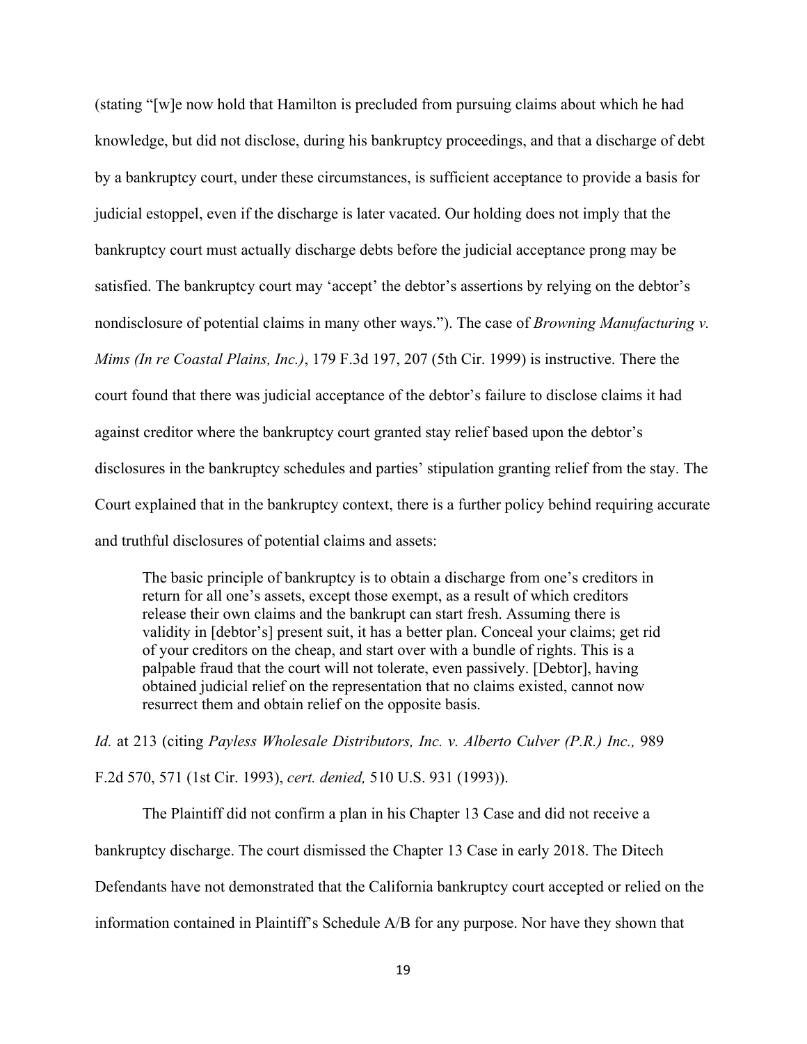(stating "[w]e now hold that Hamilton is precluded from pursuing claims about which he had knowledge, but did not disclose, during his bankruptcy proceedings, and that a discharge of debt by a bankruptcy court, under these circumstances, is sufficient acceptance to provide a basis for judicial estoppel, even if the discharge is later vacated. Our holding does not imply that the bankruptcy court must actually discharge debts before the judicial acceptance prong may be satisfied. The bankruptcy court may 'accept' the debtor's assertions by relying on the debtor's nondisclosure of potential claims in many other ways."). The case of *Browning Manufacturing v. Mims (In re Coastal Plains, Inc.)*, 179 F.3d 197, 207 (5th Cir. 1999) is instructive. There the court found that there was judicial acceptance of the debtor's failure to disclose claims it had against creditor where the bankruptcy court granted stay relief based upon the debtor's disclosures in the bankruptcy schedules and parties' stipulation granting relief from the stay. The Court explained that in the bankruptcy context, there is a further policy behind requiring accurate and truthful disclosures of potential claims and assets:

> The basic principle of bankruptcy is to obtain a discharge from one's creditors in return for all one's assets, except those exempt, as a result of which creditors release their own claims and the bankrupt can start fresh. Assuming there is validity in [debtor's] present suit, it has a better plan. Conceal your claims; get rid of your creditors on the cheap, and start over with a bundle of rights. This is a palpable fraud that the court will not tolerate, even passively. [Debtor], having obtained judicial relief on the representation that no claims existed, cannot now resurrect them and obtain relief on the opposite basis.

*Id.* at 213 (citing *Payless Wholesale Distributors, Inc. v. Alberto Culver (P.R.) Inc.,* 989 F.2d 570, 571 (1st Cir. 1993), *cert. denied,* 510 U.S. 931 (1993)).

The Plaintiff did not confirm a plan in his Chapter 13 Case and did not receive a bankruptcy discharge. The court dismissed the Chapter 13 Case in early 2018. The Ditech Defendants have not demonstrated that the California bankruptcy court accepted or relied on the information contained in Plaintiff's Schedule A/B for any purpose. Nor have they shown that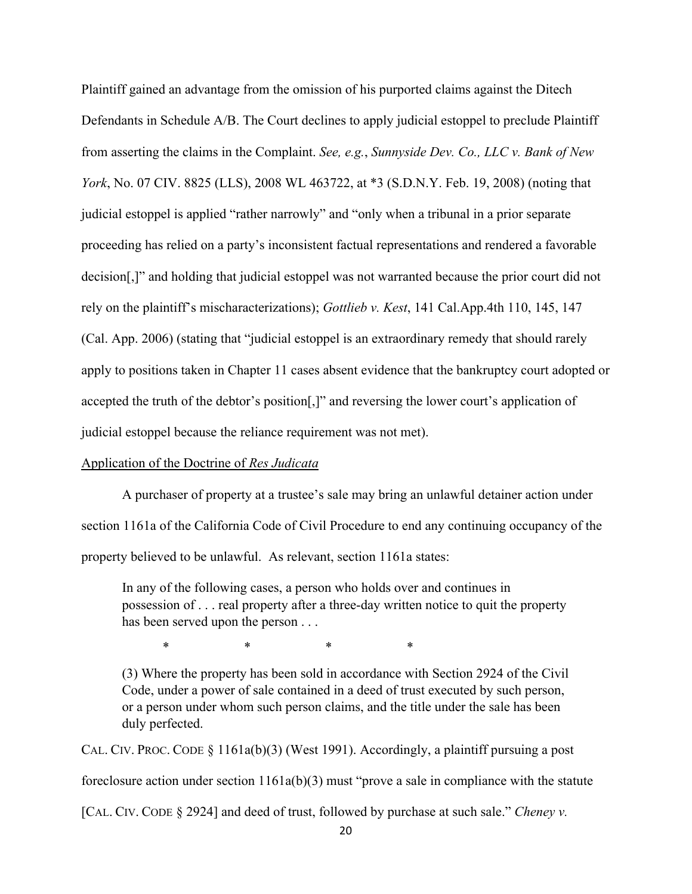Plaintiff gained an advantage from the omission of his purported claims against the Ditech Defendants in Schedule A/B. The Court declines to apply judicial estoppel to preclude Plaintiff from asserting the claims in the Complaint. *See, e.g.*, *Sunnyside Dev. Co., LLC v. Bank of New York*, No. 07 CIV. 8825 (LLS), 2008 WL 463722, at *3 (S.D.N.Y. Feb. 19, 2008) (noting that judicial estoppel is applied "rather narrowly" and "only when a tribunal in a prior separate proceeding has relied on a party's inconsistent factual representations and rendered a favorable decision[,]" and holding that judicial estoppel was not warranted because the prior court did not rely on the plaintiff's mischaracterizations); *Gottlieb v. Kest*, 141 Cal.App.4th 110, 145, 147 (Cal. App. 2006) (stating that "judicial estoppel is an extraordinary remedy that should rarely apply to positions taken in Chapter 11 cases absent evidence that the bankruptcy court adopted or accepted the truth of the debtor's position[,]" and reversing the lower court's application of judicial estoppel because the reliance requirement was not met).

<u>Application of the Doctrine of *Res Judicata*</u>

A purchaser of property at a trustee's sale may bring an unlawful detainer action under section 1161a of the California Code of Civil Procedure to end any continuing occupancy of the property believed to be unlawful. As relevant, section 1161a states:

> In any of the following cases, a person who holds over and continues in possession of . . . real property after a three-day written notice to quit the property has been served upon the person . . .
>
> \* \* \* \*
>
> (3) Where the property has been sold in accordance with Section 2924 of the Civil Code, under a power of sale contained in a deed of trust executed by such person, or a person under whom such person claims, and the title under the sale has been duly perfected.

CAL. CIV. PROC. CODE § 1161a(b)(3) (West 1991). Accordingly, a plaintiff pursuing a post foreclosure action under section 1161a(b)(3) must "prove a sale in compliance with the statute [CAL. CIV. CODE § 2924] and deed of trust, followed by purchase at such sale." *Cheney v.*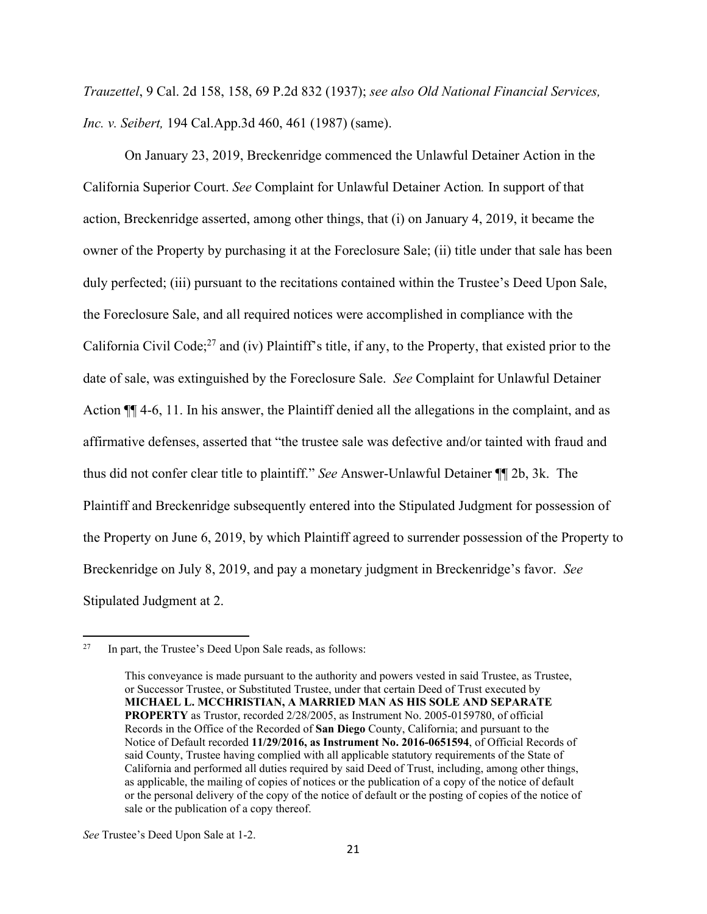*Trauzettel*, 9 Cal. 2d 158, 158, 69 P.2d 832 (1937); *see also Old National Financial Services, Inc. v. Seibert,* 194 Cal.App.3d 460, 461 (1987) (same).

On January 23, 2019, Breckenridge commenced the Unlawful Detainer Action in the California Superior Court. *See* Complaint for Unlawful Detainer Action*.* In support of that action, Breckenridge asserted, among other things, that (i) on January 4, 2019, it became the owner of the Property by purchasing it at the Foreclosure Sale; (ii) title under that sale has been duly perfected; (iii) pursuant to the recitations contained within the Trustee's Deed Upon Sale, the Foreclosure Sale, and all required notices were accomplished in compliance with the California Civil Code;[27] and (iv) Plaintiff's title, if any, to the Property, that existed prior to the date of sale, was extinguished by the Foreclosure Sale. *See* Complaint for Unlawful Detainer Action ¶¶ 4-6, 11. In his answer, the Plaintiff denied all the allegations in the complaint, and as affirmative defenses, asserted that "the trustee sale was defective and/or tainted with fraud and thus did not confer clear title to plaintiff." *See* Answer-Unlawful Detainer ¶¶ 2b, 3k. The Plaintiff and Breckenridge subsequently entered into the Stipulated Judgment for possession of the Property on June 6, 2019, by which Plaintiff agreed to surrender possession of the Property to Breckenridge on July 8, 2019, and pay a monetary judgment in Breckenridge's favor. *See* Stipulated Judgment at 2.

---

[27] In part, the Trustee's Deed Upon Sale reads, as follows:

> This conveyance is made pursuant to the authority and powers vested in said Trustee, as Trustee, or Successor Trustee, or Substituted Trustee, under that certain Deed of Trust executed by **MICHAEL L. MCCHRISTIAN, A MARRIED MAN AS HIS SOLE AND SEPARATE PROPERTY** as Trustor, recorded 2/28/2005, as Instrument No. 2005-0159780, of official Records in the Office of the Recorded of **San Diego** County, California; and pursuant to the Notice of Default recorded **11/29/2016, as Instrument No. 2016-0651594**, of Official Records of said County, Trustee having complied with all applicable statutory requirements of the State of California and performed all duties required by said Deed of Trust, including, among other things, as applicable, the mailing of copies of notices or the publication of a copy of the notice of default or the personal delivery of the copy of the notice of default or the posting of copies of the notice of sale or the publication of a copy thereof.

*See* Trustee's Deed Upon Sale at 1-2.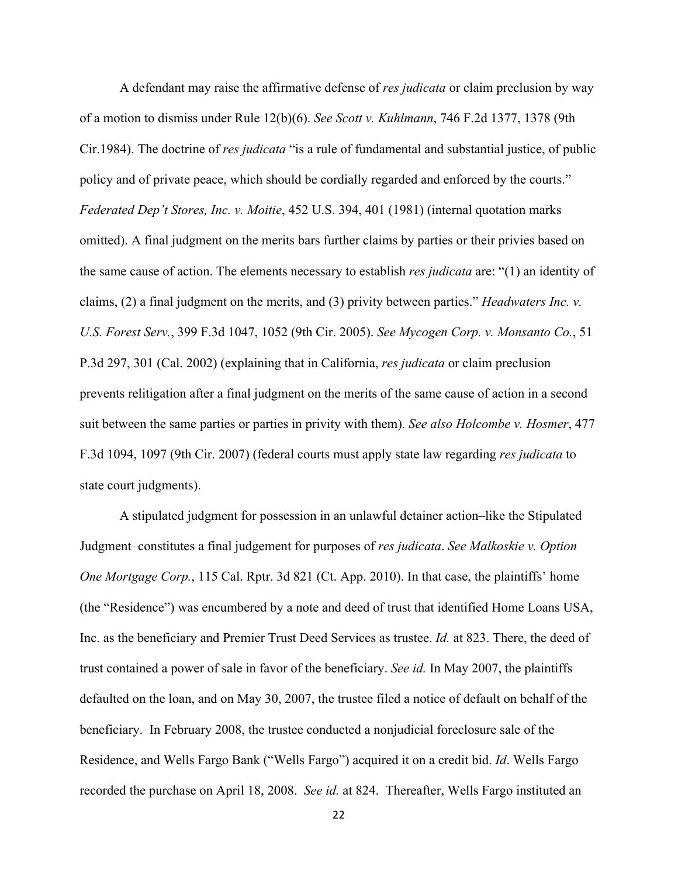A defendant may raise the affirmative defense of *res judicata* or claim preclusion by way of a motion to dismiss under Rule 12(b)(6). *See Scott v. Kuhlmann*, 746 F.2d 1377, 1378 (9th Cir.1984). The doctrine of *res judicata* "is a rule of fundamental and substantial justice, of public policy and of private peace, which should be cordially regarded and enforced by the courts." *Federated Dep't Stores, Inc. v. Moitie*, 452 U.S. 394, 401 (1981) (internal quotation marks omitted). A final judgment on the merits bars further claims by parties or their privies based on the same cause of action. The elements necessary to establish *res judicata* are: "(1) an identity of claims, (2) a final judgment on the merits, and (3) privity between parties." *Headwaters Inc. v. U.S. Forest Serv.*, 399 F.3d 1047, 1052 (9th Cir. 2005). *See Mycogen Corp. v. Monsanto Co.*, 51 P.3d 297, 301 (Cal. 2002) (explaining that in California, *res judicata* or claim preclusion prevents relitigation after a final judgment on the merits of the same cause of action in a second suit between the same parties or parties in privity with them). *See also Holcombe v. Hosmer*, 477 F.3d 1094, 1097 (9th Cir. 2007) (federal courts must apply state law regarding *res judicata* to state court judgments).

A stipulated judgment for possession in an unlawful detainer action–like the Stipulated Judgment–constitutes a final judgement for purposes of *res judicata*. *See Malkoskie v. Option One Mortgage Corp.*, 115 Cal. Rptr. 3d 821 (Ct. App. 2010). In that case, the plaintiffs' home (the "Residence") was encumbered by a note and deed of trust that identified Home Loans USA, Inc. as the beneficiary and Premier Trust Deed Services as trustee. *Id.* at 823. There, the deed of trust contained a power of sale in favor of the beneficiary. *See id.* In May 2007, the plaintiffs defaulted on the loan, and on May 30, 2007, the trustee filed a notice of default on behalf of the beneficiary. In February 2008, the trustee conducted a nonjudicial foreclosure sale of the Residence, and Wells Fargo Bank ("Wells Fargo") acquired it on a credit bid. *Id*. Wells Fargo recorded the purchase on April 18, 2008. *See id.* at 824. Thereafter, Wells Fargo instituted an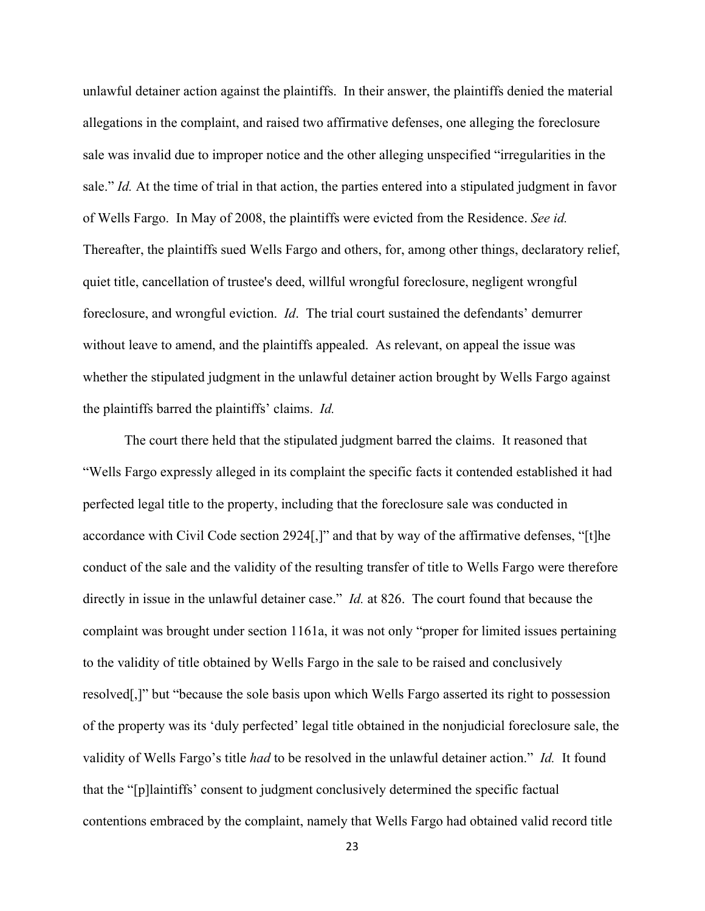unlawful detainer action against the plaintiffs. In their answer, the plaintiffs denied the material allegations in the complaint, and raised two affirmative defenses, one alleging the foreclosure sale was invalid due to improper notice and the other alleging unspecified "irregularities in the sale." *Id.* At the time of trial in that action, the parties entered into a stipulated judgment in favor of Wells Fargo. In May of 2008, the plaintiffs were evicted from the Residence. *See id.* Thereafter, the plaintiffs sued Wells Fargo and others, for, among other things, declaratory relief, quiet title, cancellation of trustee's deed, willful wrongful foreclosure, negligent wrongful foreclosure, and wrongful eviction. *Id*. The trial court sustained the defendants' demurrer without leave to amend, and the plaintiffs appealed. As relevant, on appeal the issue was whether the stipulated judgment in the unlawful detainer action brought by Wells Fargo against the plaintiffs barred the plaintiffs' claims. *Id.*

The court there held that the stipulated judgment barred the claims. It reasoned that "Wells Fargo expressly alleged in its complaint the specific facts it contended established it had perfected legal title to the property, including that the foreclosure sale was conducted in accordance with Civil Code section 2924[,]" and that by way of the affirmative defenses, "[t]he conduct of the sale and the validity of the resulting transfer of title to Wells Fargo were therefore directly in issue in the unlawful detainer case." *Id.* at 826. The court found that because the complaint was brought under section 1161a, it was not only "proper for limited issues pertaining to the validity of title obtained by Wells Fargo in the sale to be raised and conclusively resolved[,]" but "because the sole basis upon which Wells Fargo asserted its right to possession of the property was its 'duly perfected' legal title obtained in the nonjudicial foreclosure sale, the validity of Wells Fargo's title *had* to be resolved in the unlawful detainer action." *Id.* It found that the "[p]laintiffs' consent to judgment conclusively determined the specific factual contentions embraced by the complaint, namely that Wells Fargo had obtained valid record title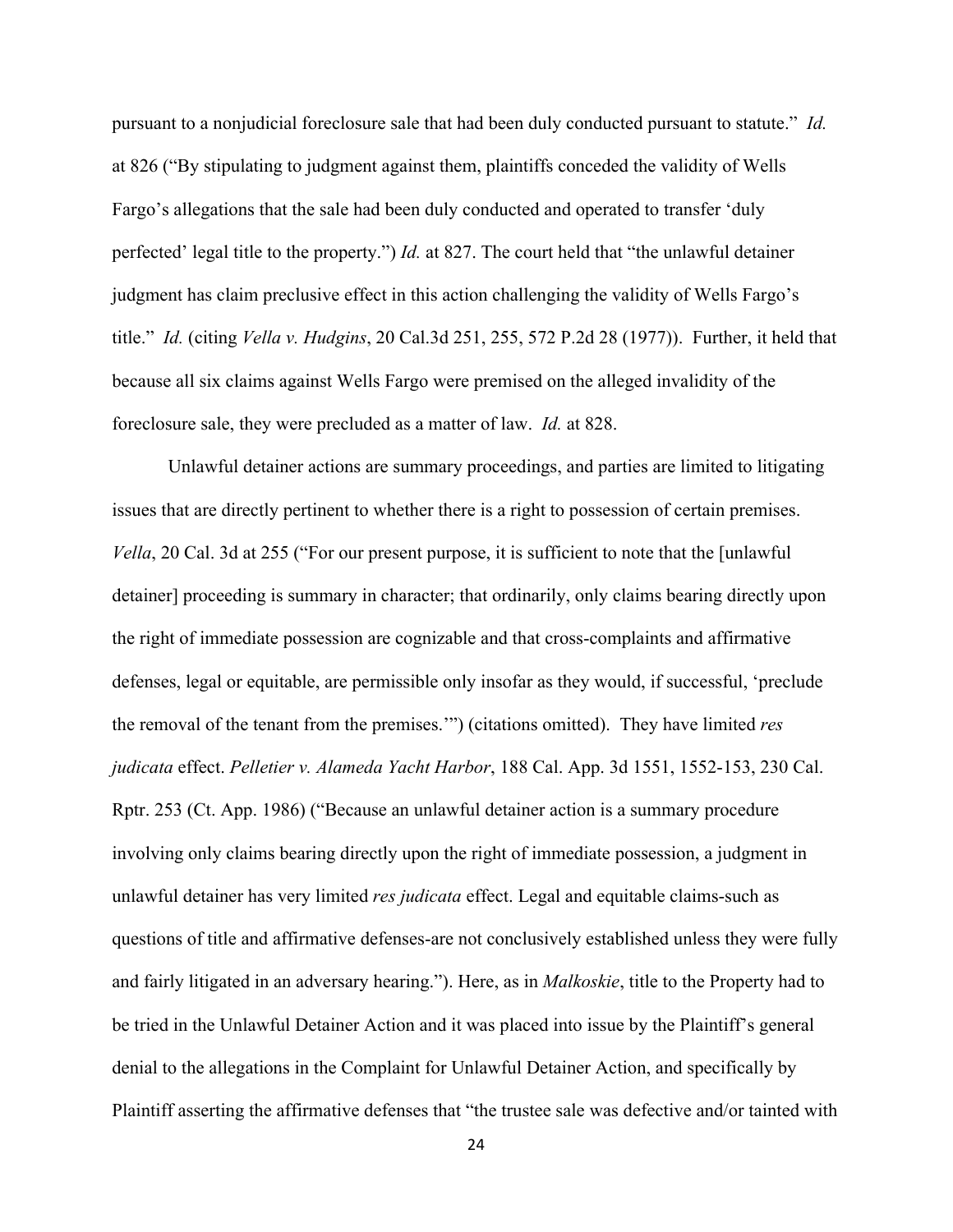pursuant to a nonjudicial foreclosure sale that had been duly conducted pursuant to statute." *Id.* at 826 ("By stipulating to judgment against them, plaintiffs conceded the validity of Wells Fargo's allegations that the sale had been duly conducted and operated to transfer 'duly perfected' legal title to the property.") *Id.* at 827. The court held that "the unlawful detainer judgment has claim preclusive effect in this action challenging the validity of Wells Fargo's title." *Id.* (citing *Vella v. Hudgins*, 20 Cal.3d 251, 255, 572 P.2d 28 (1977)). Further, it held that because all six claims against Wells Fargo were premised on the alleged invalidity of the foreclosure sale, they were precluded as a matter of law. *Id.* at 828.

Unlawful detainer actions are summary proceedings, and parties are limited to litigating issues that are directly pertinent to whether there is a right to possession of certain premises. *Vella*, 20 Cal. 3d at 255 ("For our present purpose, it is sufficient to note that the [unlawful detainer] proceeding is summary in character; that ordinarily, only claims bearing directly upon the right of immediate possession are cognizable and that cross-complaints and affirmative defenses, legal or equitable, are permissible only insofar as they would, if successful, 'preclude the removal of the tenant from the premises.'") (citations omitted). They have limited *res judicata* effect. *Pelletier v. Alameda Yacht Harbor*, 188 Cal. App. 3d 1551, 1552-153, 230 Cal. Rptr. 253 (Ct. App. 1986) ("Because an unlawful detainer action is a summary procedure involving only claims bearing directly upon the right of immediate possession, a judgment in unlawful detainer has very limited *res judicata* effect. Legal and equitable claims-such as questions of title and affirmative defenses-are not conclusively established unless they were fully and fairly litigated in an adversary hearing."). Here, as in *Malkoskie*, title to the Property had to be tried in the Unlawful Detainer Action and it was placed into issue by the Plaintiff's general denial to the allegations in the Complaint for Unlawful Detainer Action, and specifically by Plaintiff asserting the affirmative defenses that "the trustee sale was defective and/or tainted with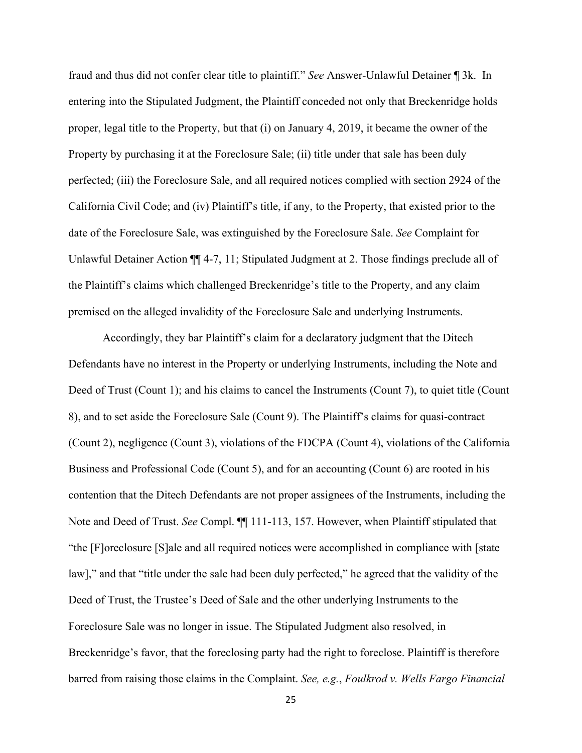fraud and thus did not confer clear title to plaintiff." *See* Answer-Unlawful Detainer ¶ 3k. In entering into the Stipulated Judgment, the Plaintiff conceded not only that Breckenridge holds proper, legal title to the Property, but that (i) on January 4, 2019, it became the owner of the Property by purchasing it at the Foreclosure Sale; (ii) title under that sale has been duly perfected; (iii) the Foreclosure Sale, and all required notices complied with section 2924 of the California Civil Code; and (iv) Plaintiff's title, if any, to the Property, that existed prior to the date of the Foreclosure Sale, was extinguished by the Foreclosure Sale. *See* Complaint for Unlawful Detainer Action ¶¶ 4-7, 11; Stipulated Judgment at 2. Those findings preclude all of the Plaintiff's claims which challenged Breckenridge's title to the Property, and any claim premised on the alleged invalidity of the Foreclosure Sale and underlying Instruments.

Accordingly, they bar Plaintiff's claim for a declaratory judgment that the Ditech Defendants have no interest in the Property or underlying Instruments, including the Note and Deed of Trust (Count 1); and his claims to cancel the Instruments (Count 7), to quiet title (Count 8), and to set aside the Foreclosure Sale (Count 9). The Plaintiff's claims for quasi-contract (Count 2), negligence (Count 3), violations of the FDCPA (Count 4), violations of the California Business and Professional Code (Count 5), and for an accounting (Count 6) are rooted in his contention that the Ditech Defendants are not proper assignees of the Instruments, including the Note and Deed of Trust. *See* Compl. ¶¶ 111-113, 157. However, when Plaintiff stipulated that "the [F]oreclosure [S]ale and all required notices were accomplished in compliance with [state law]," and that "title under the sale had been duly perfected," he agreed that the validity of the Deed of Trust, the Trustee's Deed of Sale and the other underlying Instruments to the Foreclosure Sale was no longer in issue. The Stipulated Judgment also resolved, in Breckenridge's favor, that the foreclosing party had the right to foreclose. Plaintiff is therefore barred from raising those claims in the Complaint. *See, e.g.*, *Foulkrod v. Wells Fargo Financial*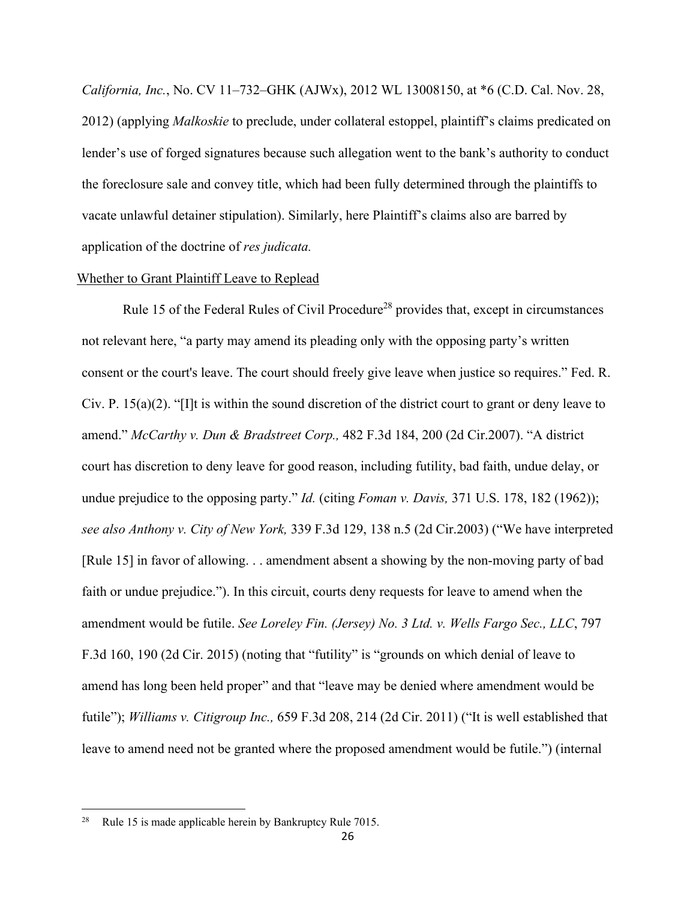*California, Inc.*, No. CV 11–732–GHK (AJWx), 2012 WL 13008150, at *6 (C.D. Cal. Nov. 28, 2012) (applying *Malkoskie* to preclude, under collateral estoppel, plaintiff's claims predicated on lender's use of forged signatures because such allegation went to the bank's authority to conduct the foreclosure sale and convey title, which had been fully determined through the plaintiffs to vacate unlawful detainer stipulation). Similarly, here Plaintiff's claims also are barred by application of the doctrine of *res judicata.*

Whether to Grant Plaintiff Leave to Replead

Rule 15 of the Federal Rules of Civil Procedure[28] provides that, except in circumstances not relevant here, "a party may amend its pleading only with the opposing party's written consent or the court's leave. The court should freely give leave when justice so requires." Fed. R. Civ. P. 15(a)(2). "[I]t is within the sound discretion of the district court to grant or deny leave to amend." *McCarthy v. Dun & Bradstreet Corp.,* 482 F.3d 184, 200 (2d Cir.2007). "A district court has discretion to deny leave for good reason, including futility, bad faith, undue delay, or undue prejudice to the opposing party." *Id.* (citing *Foman v. Davis,* 371 U.S. 178, 182 (1962)); *see also Anthony v. City of New York,* 339 F.3d 129, 138 n.5 (2d Cir.2003) ("We have interpreted [Rule 15] in favor of allowing. . . amendment absent a showing by the non-moving party of bad faith or undue prejudice."). In this circuit, courts deny requests for leave to amend when the amendment would be futile. *See Loreley Fin. (Jersey) No. 3 Ltd. v. Wells Fargo Sec., LLC*, 797 F.3d 160, 190 (2d Cir. 2015) (noting that "futility" is "grounds on which denial of leave to amend has long been held proper" and that "leave may be denied where amendment would be futile"); *Williams v. Citigroup Inc.,* 659 F.3d 208, 214 (2d Cir. 2011) ("It is well established that leave to amend need not be granted where the proposed amendment would be futile.") (internal

---

[28] Rule 15 is made applicable herein by Bankruptcy Rule 7015.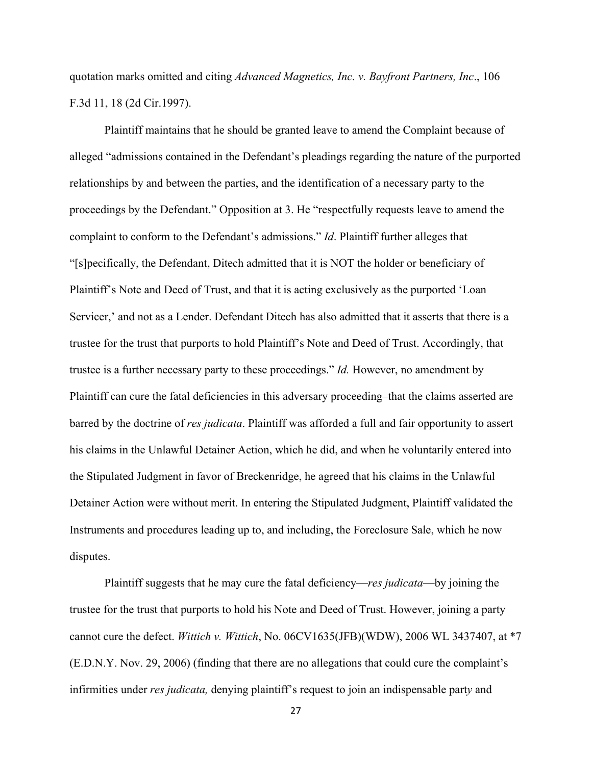quotation marks omitted and citing *Advanced Magnetics, Inc. v. Bayfront Partners, Inc*., 106 F.3d 11, 18 (2d Cir.1997).

Plaintiff maintains that he should be granted leave to amend the Complaint because of alleged "admissions contained in the Defendant's pleadings regarding the nature of the purported relationships by and between the parties, and the identification of a necessary party to the proceedings by the Defendant." Opposition at 3. He "respectfully requests leave to amend the complaint to conform to the Defendant's admissions." *Id*. Plaintiff further alleges that "[s]pecifically, the Defendant, Ditech admitted that it is NOT the holder or beneficiary of Plaintiff's Note and Deed of Trust, and that it is acting exclusively as the purported 'Loan Servicer,' and not as a Lender. Defendant Ditech has also admitted that it asserts that there is a trustee for the trust that purports to hold Plaintiff's Note and Deed of Trust. Accordingly, that trustee is a further necessary party to these proceedings." *Id.* However, no amendment by Plaintiff can cure the fatal deficiencies in this adversary proceeding–that the claims asserted are barred by the doctrine of *res judicata*. Plaintiff was afforded a full and fair opportunity to assert his claims in the Unlawful Detainer Action, which he did, and when he voluntarily entered into the Stipulated Judgment in favor of Breckenridge, he agreed that his claims in the Unlawful Detainer Action were without merit. In entering the Stipulated Judgment, Plaintiff validated the Instruments and procedures leading up to, and including, the Foreclosure Sale, which he now disputes.

Plaintiff suggests that he may cure the fatal deficiency—*res judicata*—by joining the trustee for the trust that purports to hold his Note and Deed of Trust. However, joining a party cannot cure the defect. *Wittich v. Wittich*, No. 06CV1635(JFB)(WDW), 2006 WL 3437407, at *7 (E.D.N.Y. Nov. 29, 2006) (finding that there are no allegations that could cure the complaint's infirmities under *res judicata,* denying plaintiff's request to join an indispensable party and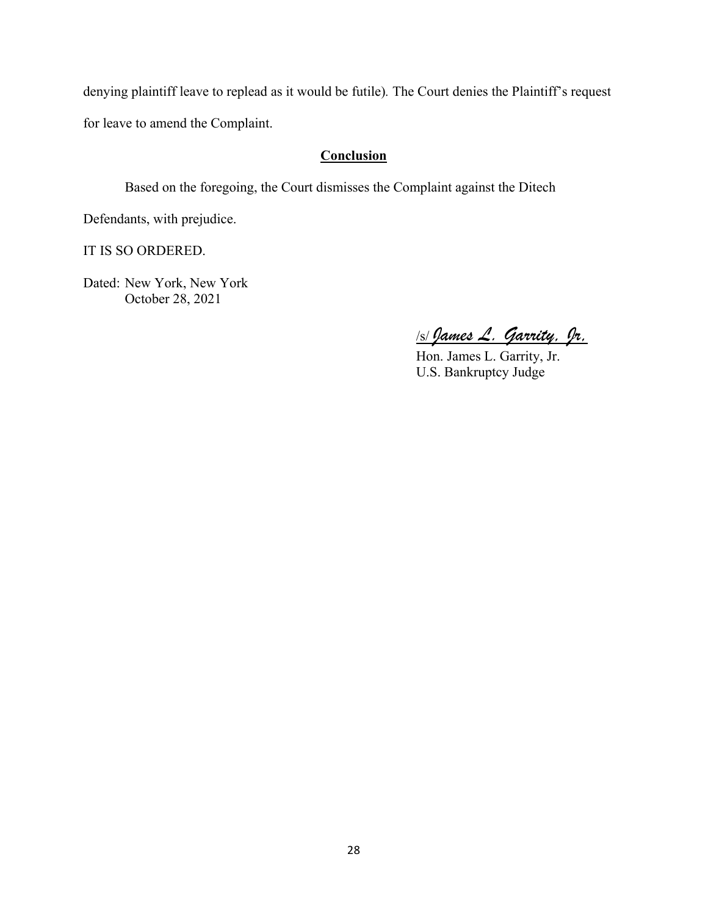denying plaintiff leave to replead as it would be futile). The Court denies the Plaintiff's request for leave to amend the Complaint.

## Conclusion

Based on the foregoing, the Court dismisses the Complaint against the Ditech Defendants, with prejudice.

IT IS SO ORDERED.

Dated: New York, New York
October 28, 2021

/s/ *James L. Garrity, Jr.*
Hon. James L. Garrity, Jr.
U.S. Bankruptcy Judge